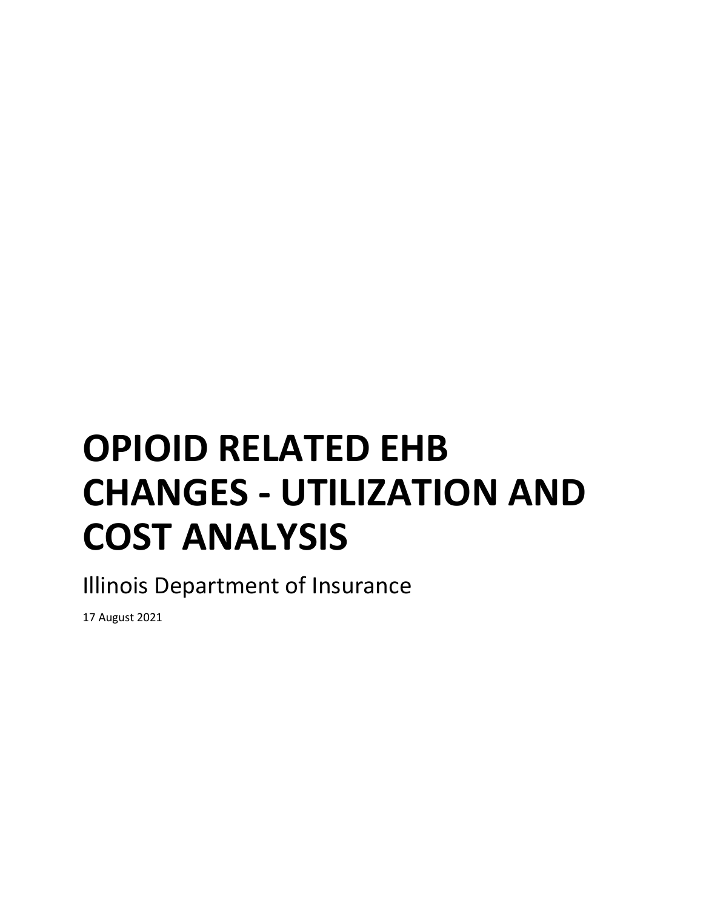# OPIOID RELATED EHB CHANGES - UTILIZATION AND COST ANALYSIS

Illinois Department of Insurance

17 August 2021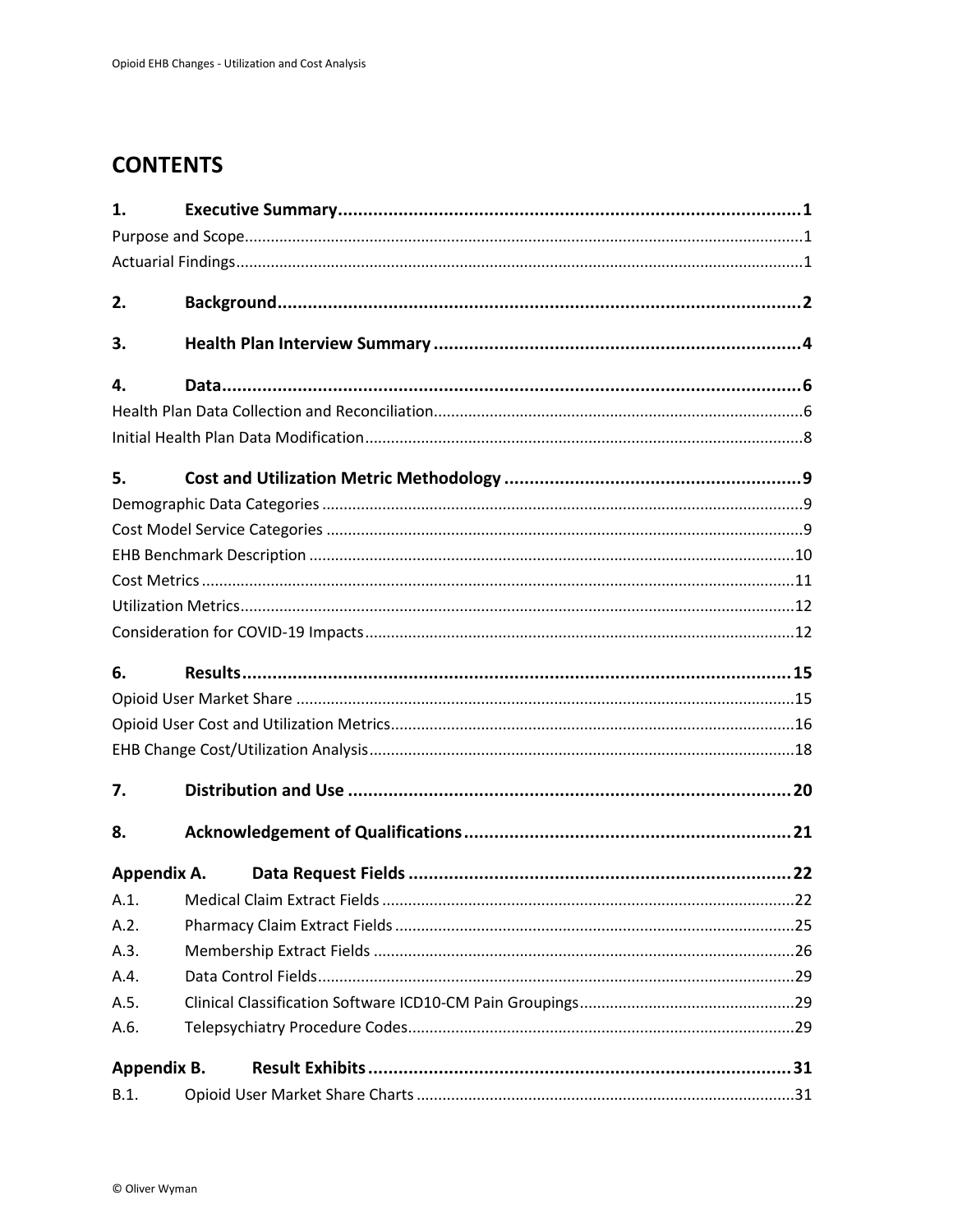# CONTENTS

**1. Executive Summary** ..... **1**

Purpose and Scope ..... 1

Actuarial Findings ..... 1

**2. Background** ..... **2**

**3. Health Plan Interview Summary** ..... **4**

**4. Data** ..... **6**

Health Plan Data Collection and Reconciliation ..... 6

Initial Health Plan Data Modification ..... 8

**5. Cost and Utilization Metric Methodology** ..... **9**

Demographic Data Categories ..... 9

Cost Model Service Categories ..... 9

EHB Benchmark Description ..... 10

Cost Metrics ..... 11

Utilization Metrics ..... 12

Consideration for COVID-19 Impacts ..... 12

**6. Results** ..... **15**

Opioid User Market Share ..... 15

Opioid User Cost and Utilization Metrics ..... 16

EHB Change Cost/Utilization Analysis ..... 18

**7. Distribution and Use** ..... **20**

**8. Acknowledgement of Qualifications** ..... **21**

**Appendix A. Data Request Fields** ..... **22**

A.1. Medical Claim Extract Fields ..... 22

A.2. Pharmacy Claim Extract Fields ..... 25

A.3. Membership Extract Fields ..... 26

A.4. Data Control Fields ..... 29

A.5. Clinical Classification Software ICD10-CM Pain Groupings ..... 29

A.6. Telepsychiatry Procedure Codes ..... 29

**Appendix B. Result Exhibits** ..... **31**

B.1. Opioid User Market Share Charts ..... 31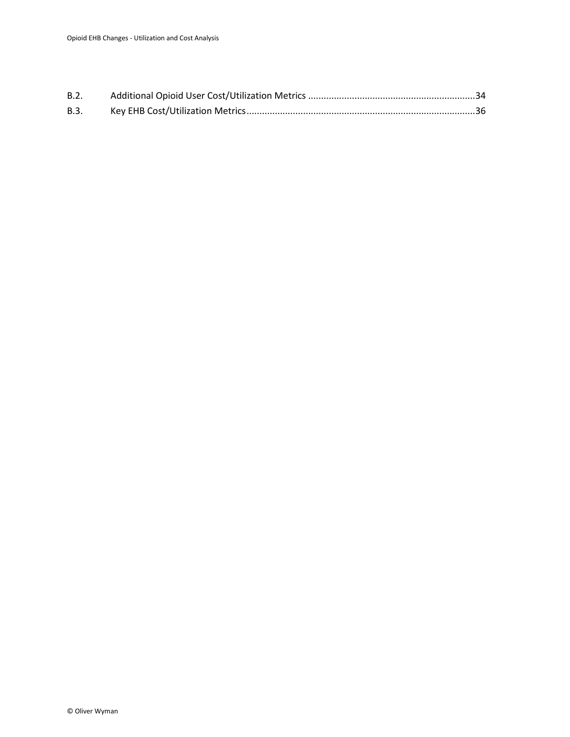B.2. Additional Opioid User Cost/Utilization Metrics ................................................................34

B.3. Key EHB Cost/Utilization Metrics........................................................................................36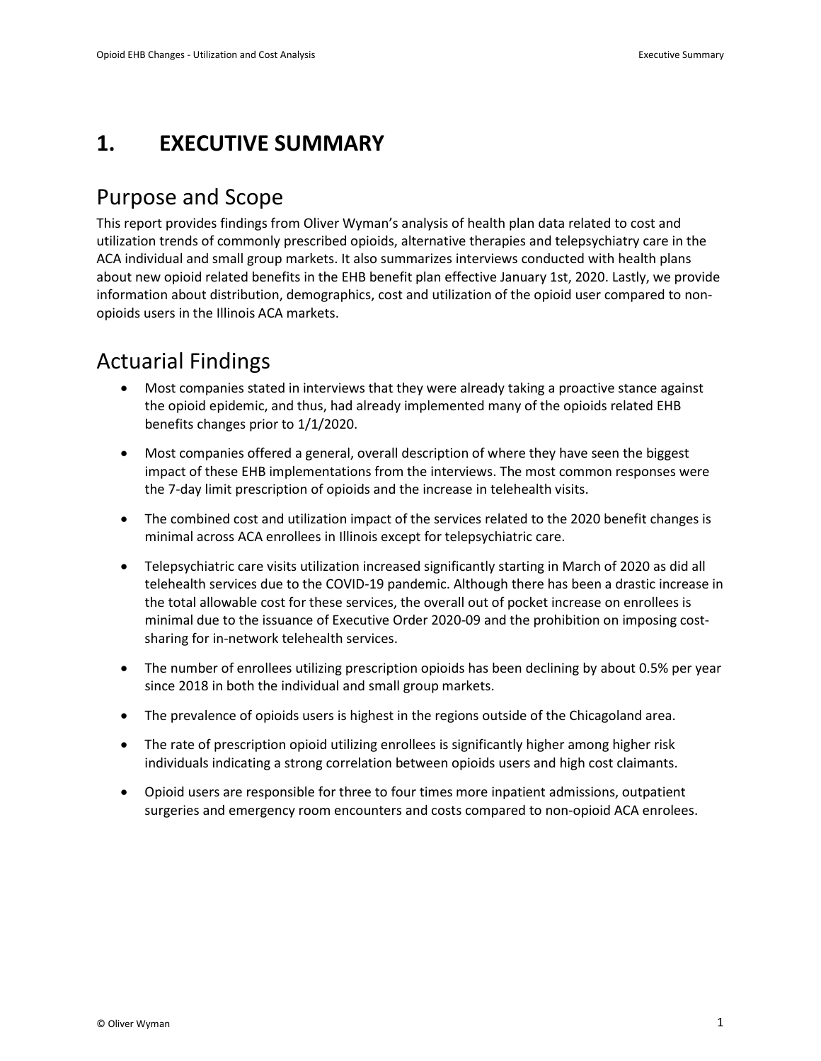# 1. EXECUTIVE SUMMARY

## Purpose and Scope

This report provides findings from Oliver Wyman's analysis of health plan data related to cost and utilization trends of commonly prescribed opioids, alternative therapies and telepsychiatry care in the ACA individual and small group markets. It also summarizes interviews conducted with health plans about new opioid related benefits in the EHB benefit plan effective January 1st, 2020. Lastly, we provide information about distribution, demographics, cost and utilization of the opioid user compared to non-opioids users in the Illinois ACA markets.

## Actuarial Findings

- Most companies stated in interviews that they were already taking a proactive stance against the opioid epidemic, and thus, had already implemented many of the opioids related EHB benefits changes prior to 1/1/2020.
- Most companies offered a general, overall description of where they have seen the biggest impact of these EHB implementations from the interviews. The most common responses were the 7-day limit prescription of opioids and the increase in telehealth visits.
- The combined cost and utilization impact of the services related to the 2020 benefit changes is minimal across ACA enrollees in Illinois except for telepsychiatric care.
- Telepsychiatric care visits utilization increased significantly starting in March of 2020 as did all telehealth services due to the COVID-19 pandemic. Although there has been a drastic increase in the total allowable cost for these services, the overall out of pocket increase on enrollees is minimal due to the issuance of Executive Order 2020-09 and the prohibition on imposing cost-sharing for in-network telehealth services.
- The number of enrollees utilizing prescription opioids has been declining by about 0.5% per year since 2018 in both the individual and small group markets.
- The prevalence of opioids users is highest in the regions outside of the Chicagoland area.
- The rate of prescription opioid utilizing enrollees is significantly higher among higher risk individuals indicating a strong correlation between opioids users and high cost claimants.
- Opioid users are responsible for three to four times more inpatient admissions, outpatient surgeries and emergency room encounters and costs compared to non-opioid ACA enrolees.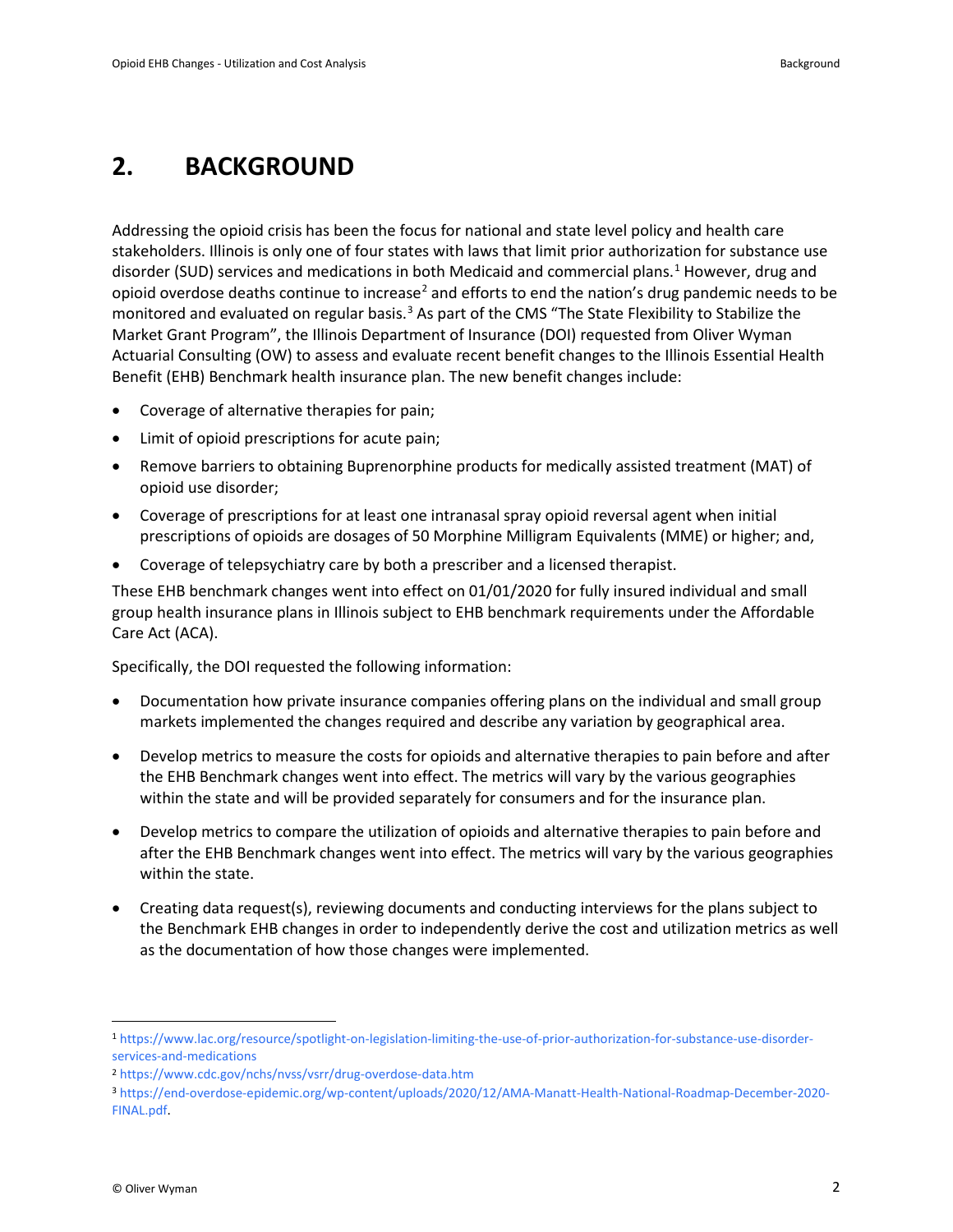# 2. BACKGROUND

Addressing the opioid crisis has been the focus for national and state level policy and health care stakeholders. Illinois is only one of four states with laws that limit prior authorization for substance use disorder (SUD) services and medications in both Medicaid and commercial plans.[1] However, drug and opioid overdose deaths continue to increase[2] and efforts to end the nation's drug pandemic needs to be monitored and evaluated on regular basis.[3] As part of the CMS "The State Flexibility to Stabilize the Market Grant Program", the Illinois Department of Insurance (DOI) requested from Oliver Wyman Actuarial Consulting (OW) to assess and evaluate recent benefit changes to the Illinois Essential Health Benefit (EHB) Benchmark health insurance plan. The new benefit changes include:

- Coverage of alternative therapies for pain;
- Limit of opioid prescriptions for acute pain;
- Remove barriers to obtaining Buprenorphine products for medically assisted treatment (MAT) of opioid use disorder;
- Coverage of prescriptions for at least one intranasal spray opioid reversal agent when initial prescriptions of opioids are dosages of 50 Morphine Milligram Equivalents (MME) or higher; and,
- Coverage of telepsychiatry care by both a prescriber and a licensed therapist.

These EHB benchmark changes went into effect on 01/01/2020 for fully insured individual and small group health insurance plans in Illinois subject to EHB benchmark requirements under the Affordable Care Act (ACA).

Specifically, the DOI requested the following information:

- Documentation how private insurance companies offering plans on the individual and small group markets implemented the changes required and describe any variation by geographical area.
- Develop metrics to measure the costs for opioids and alternative therapies to pain before and after the EHB Benchmark changes went into effect. The metrics will vary by the various geographies within the state and will be provided separately for consumers and for the insurance plan.
- Develop metrics to compare the utilization of opioids and alternative therapies to pain before and after the EHB Benchmark changes went into effect. The metrics will vary by the various geographies within the state.
- Creating data request(s), reviewing documents and conducting interviews for the plans subject to the Benchmark EHB changes in order to independently derive the cost and utilization metrics as well as the documentation of how those changes were implemented.

---

[1] https://www.lac.org/resource/spotlight-on-legislation-limiting-the-use-of-prior-authorization-for-substance-use-disorder-services-and-medications

[2] https://www.cdc.gov/nchs/nvss/vsrr/drug-overdose-data.htm

[3] https://end-overdose-epidemic.org/wp-content/uploads/2020/12/AMA-Manatt-Health-National-Roadmap-December-2020-FINAL.pdf.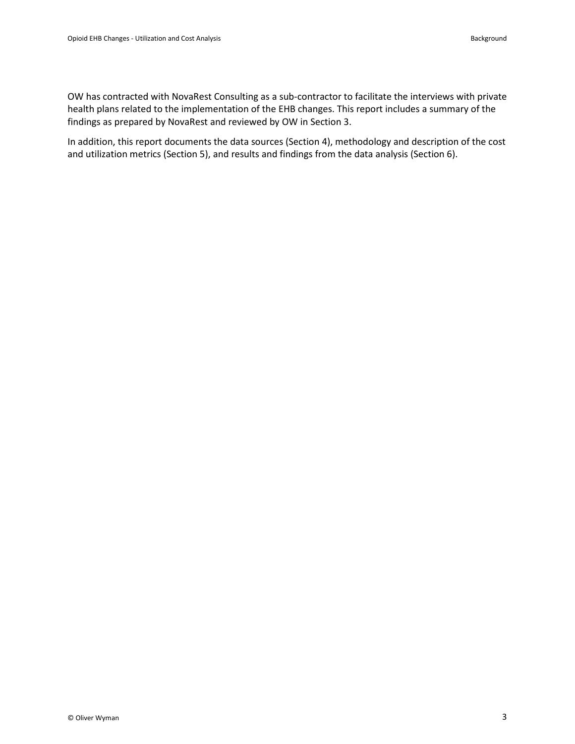OW has contracted with NovaRest Consulting as a sub-contractor to facilitate the interviews with private health plans related to the implementation of the EHB changes. This report includes a summary of the findings as prepared by NovaRest and reviewed by OW in Section 3.

In addition, this report documents the data sources (Section 4), methodology and description of the cost and utilization metrics (Section 5), and results and findings from the data analysis (Section 6).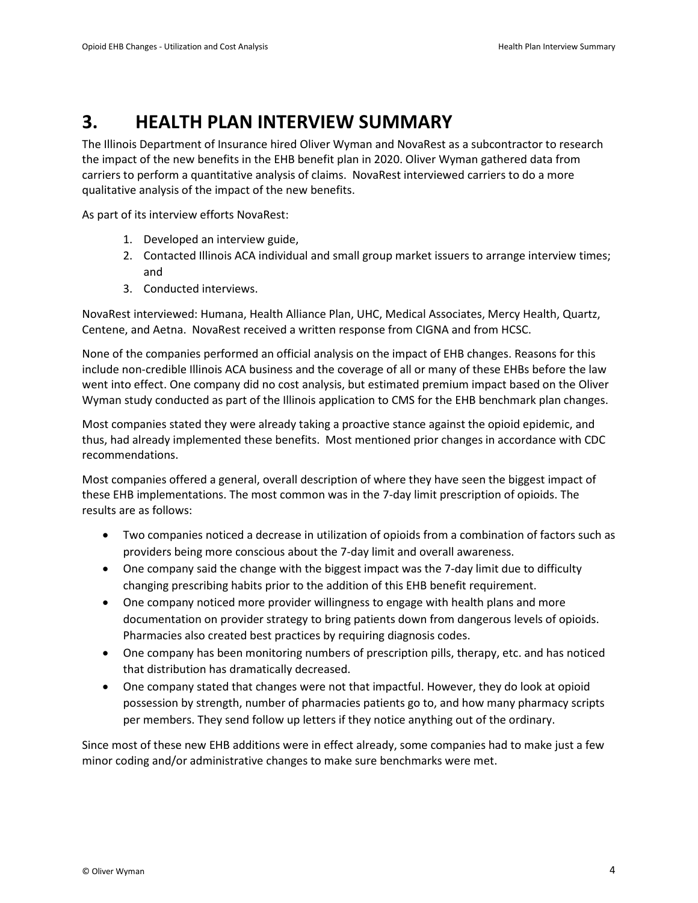# 3. HEALTH PLAN INTERVIEW SUMMARY

The Illinois Department of Insurance hired Oliver Wyman and NovaRest as a subcontractor to research the impact of the new benefits in the EHB benefit plan in 2020. Oliver Wyman gathered data from carriers to perform a quantitative analysis of claims. NovaRest interviewed carriers to do a more qualitative analysis of the impact of the new benefits.

As part of its interview efforts NovaRest:

1. Developed an interview guide,
2. Contacted Illinois ACA individual and small group market issuers to arrange interview times; and
3. Conducted interviews.

NovaRest interviewed: Humana, Health Alliance Plan, UHC, Medical Associates, Mercy Health, Quartz, Centene, and Aetna. NovaRest received a written response from CIGNA and from HCSC.

None of the companies performed an official analysis on the impact of EHB changes. Reasons for this include non-credible Illinois ACA business and the coverage of all or many of these EHBs before the law went into effect. One company did no cost analysis, but estimated premium impact based on the Oliver Wyman study conducted as part of the Illinois application to CMS for the EHB benchmark plan changes.

Most companies stated they were already taking a proactive stance against the opioid epidemic, and thus, had already implemented these benefits. Most mentioned prior changes in accordance with CDC recommendations.

Most companies offered a general, overall description of where they have seen the biggest impact of these EHB implementations. The most common was in the 7-day limit prescription of opioids. The results are as follows:

- Two companies noticed a decrease in utilization of opioids from a combination of factors such as providers being more conscious about the 7-day limit and overall awareness.
- One company said the change with the biggest impact was the 7-day limit due to difficulty changing prescribing habits prior to the addition of this EHB benefit requirement.
- One company noticed more provider willingness to engage with health plans and more documentation on provider strategy to bring patients down from dangerous levels of opioids. Pharmacies also created best practices by requiring diagnosis codes.
- One company has been monitoring numbers of prescription pills, therapy, etc. and has noticed that distribution has dramatically decreased.
- One company stated that changes were not that impactful. However, they do look at opioid possession by strength, number of pharmacies patients go to, and how many pharmacy scripts per members. They send follow up letters if they notice anything out of the ordinary.

Since most of these new EHB additions were in effect already, some companies had to make just a few minor coding and/or administrative changes to make sure benchmarks were met.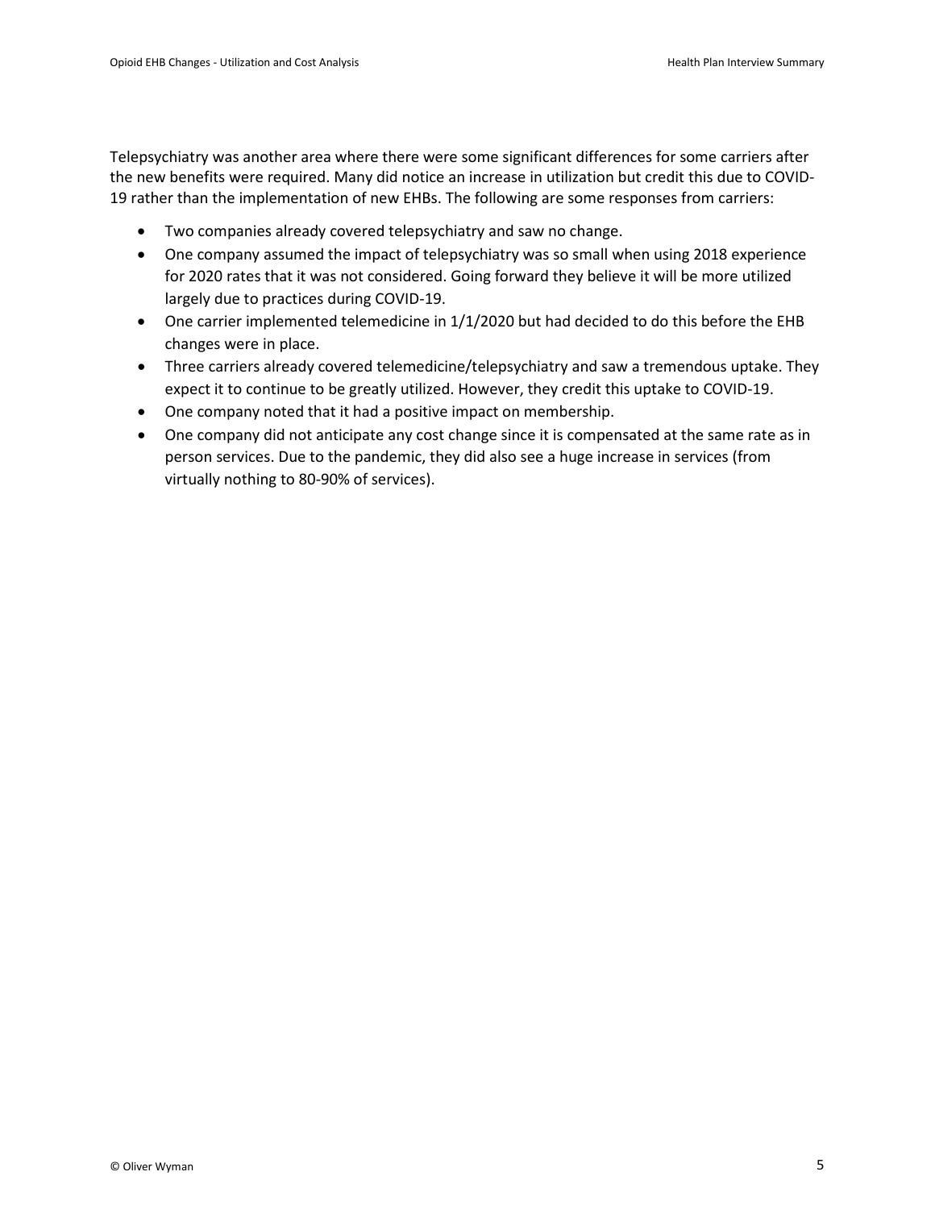Telepsychiatry was another area where there were some significant differences for some carriers after the new benefits were required. Many did notice an increase in utilization but credit this due to COVID-19 rather than the implementation of new EHBs. The following are some responses from carriers:

- Two companies already covered telepsychiatry and saw no change.
- One company assumed the impact of telepsychiatry was so small when using 2018 experience for 2020 rates that it was not considered. Going forward they believe it will be more utilized largely due to practices during COVID-19.
- One carrier implemented telemedicine in 1/1/2020 but had decided to do this before the EHB changes were in place.
- Three carriers already covered telemedicine/telepsychiatry and saw a tremendous uptake. They expect it to continue to be greatly utilized. However, they credit this uptake to COVID-19.
- One company noted that it had a positive impact on membership.
- One company did not anticipate any cost change since it is compensated at the same rate as in person services. Due to the pandemic, they did also see a huge increase in services (from virtually nothing to 80-90% of services).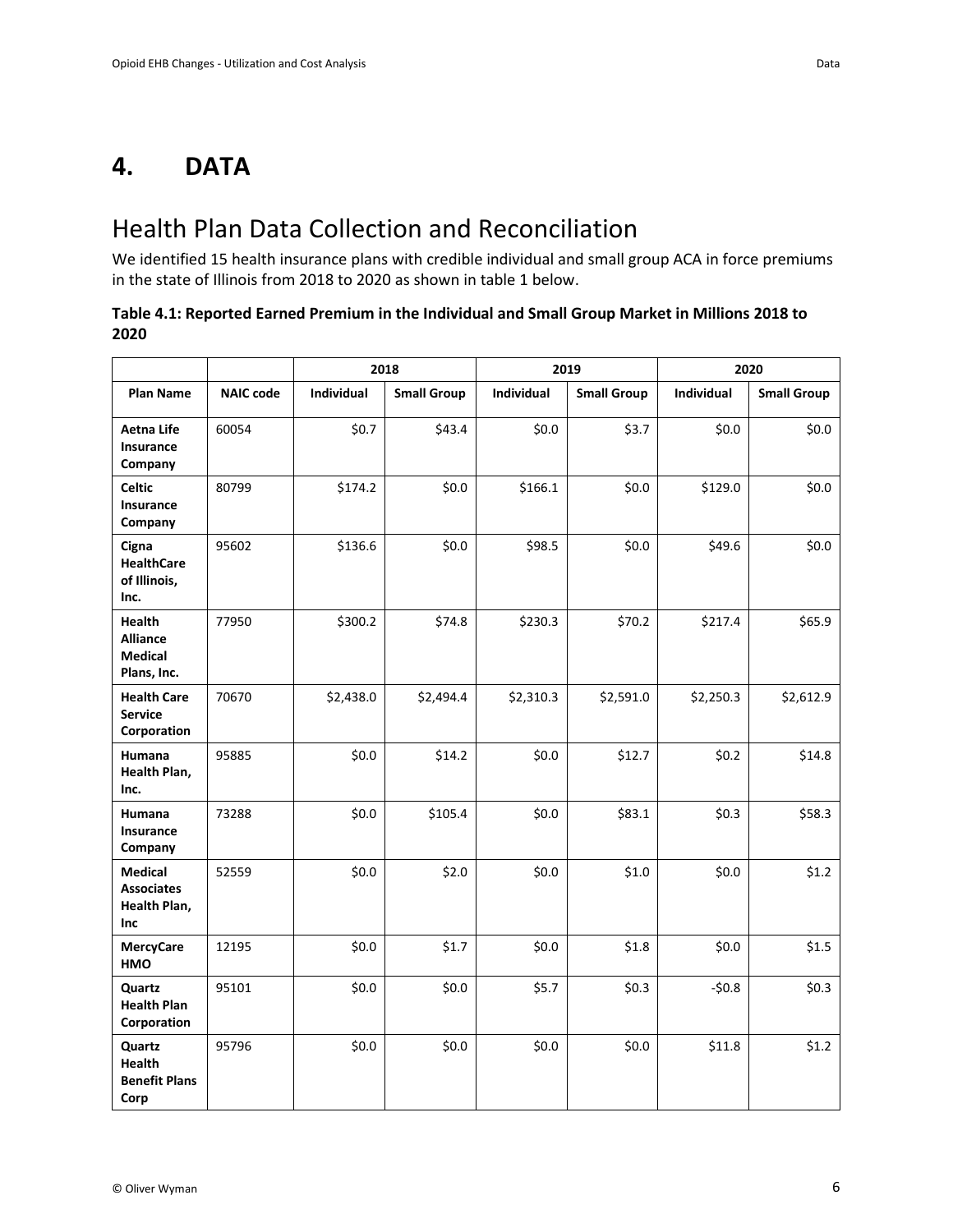# 4. DATA

## Health Plan Data Collection and Reconciliation

We identified 15 health insurance plans with credible individual and small group ACA in force premiums in the state of Illinois from 2018 to 2020 as shown in table 1 below.

**Table 4.1: Reported Earned Premium in the Individual and Small Group Market in Millions 2018 to 2020**

| | | 2018 | | 2019 | | 2020 | |
|---|---|---|---|---|---|---|---|
| **Plan Name** | **NAIC code** | **Individual** | **Small Group** | **Individual** | **Small Group** | **Individual** | **Small Group** |
| **Aetna Life Insurance Company** | 60054 | $0.7 | $43.4 | $0.0 | $3.7 | $0.0 | $0.0 |
| **Celtic Insurance Company** | 80799 | $174.2 | $0.0 | $166.1 | $0.0 | $129.0 | $0.0 |
| **Cigna HealthCare of Illinois, Inc.** | 95602 | $136.6 | $0.0 | $98.5 | $0.0 | $49.6 | $0.0 |
| **Health Alliance Medical Plans, Inc.** | 77950 | $300.2 | $74.8 | $230.3 | $70.2 | $217.4 | $65.9 |
| **Health Care Service Corporation** | 70670 | $2,438.0 | $2,494.4 | $2,310.3 | $2,591.0 | $2,250.3 | $2,612.9 |
| **Humana Health Plan, Inc.** | 95885 | $0.0 | $14.2 | $0.0 | $12.7 | $0.2 | $14.8 |
| **Humana Insurance Company** | 73288 | $0.0 | $105.4 | $0.0 | $83.1 | $0.3 | $58.3 |
| **Medical Associates Health Plan, Inc** | 52559 | $0.0 | $2.0 | $0.0 | $1.0 | $0.0 | $1.2 |
| **MercyCare HMO** | 12195 | $0.0 | $1.7 | $0.0 | $1.8 | $0.0 | $1.5 |
| **Quartz Health Plan Corporation** | 95101 | $0.0 | $0.0 | $5.7 | $0.3 | -$0.8 | $0.3 |
| **Quartz Health Benefit Plans Corp** | 95796 | $0.0 | $0.0 | $0.0 | $0.0 | $11.8 | $1.2 |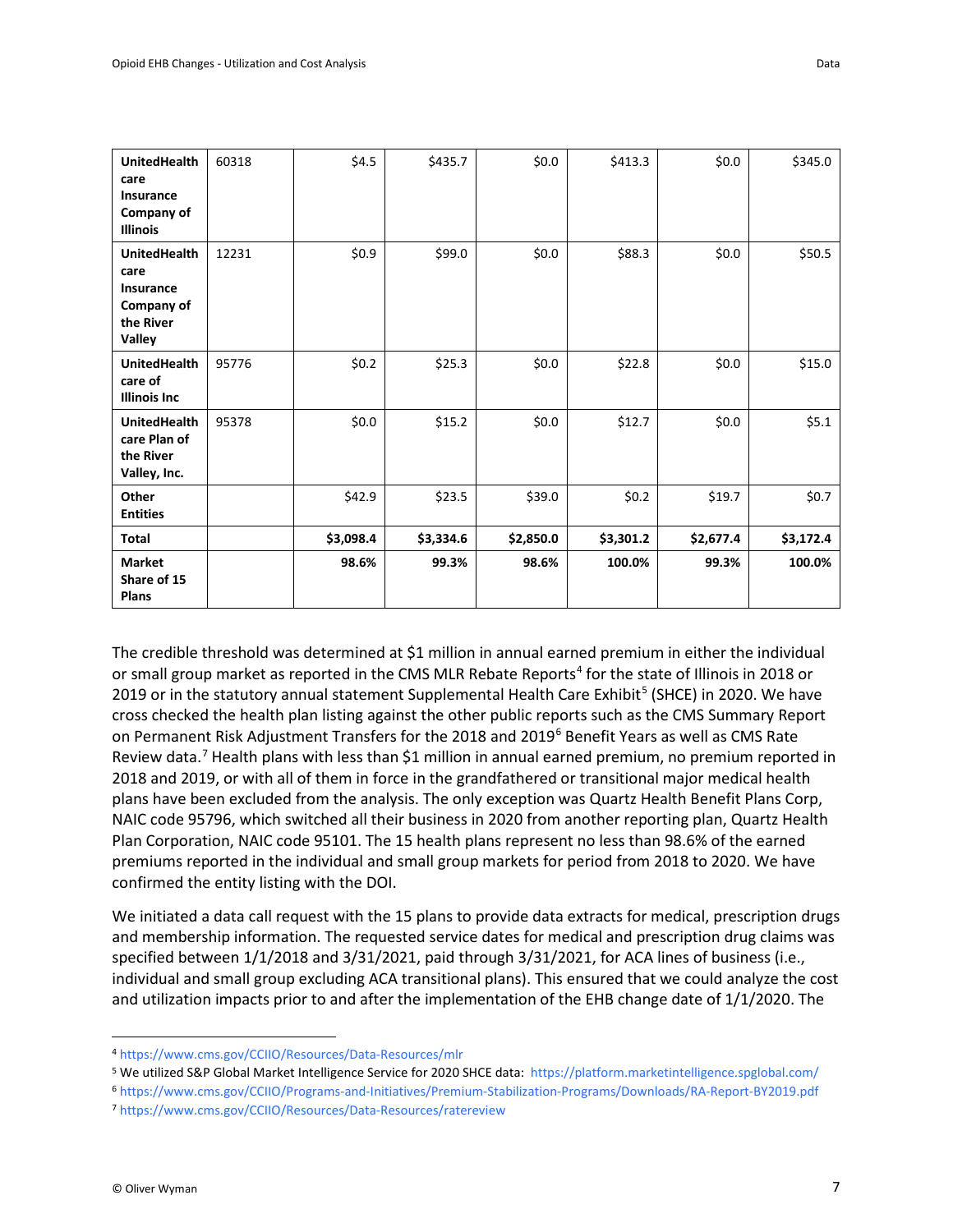| UnitedHealthcare Insurance Company of Illinois | 60318 | $4.5 | $435.7 | $0.0 | $413.3 | $0.0 | $345.0 |
|---|---|---|---|---|---|---|---|
| UnitedHealthcare Insurance Company of the River Valley | 12231 | $0.9 | $99.0 | $0.0 | $88.3 | $0.0 | $50.5 |
| UnitedHealthcare of Illinois Inc | 95776 | $0.2 | $25.3 | $0.0 | $22.8 | $0.0 | $15.0 |
| UnitedHealthcare Plan of the River Valley, Inc. | 95378 | $0.0 | $15.2 | $0.0 | $12.7 | $0.0 | $5.1 |
| Other Entities | | $42.9 | $23.5 | $39.0 | $0.2 | $19.7 | $0.7 |
| **Total** | | **$3,098.4** | **$3,334.6** | **$2,850.0** | **$3,301.2** | **$2,677.4** | **$3,172.4** |
| **Market Share of 15 Plans** | | **98.6%** | **99.3%** | **98.6%** | **100.0%** | **99.3%** | **100.0%** |

The credible threshold was determined at $1 million in annual earned premium in either the individual or small group market as reported in the CMS MLR Rebate Reports[4] for the state of Illinois in 2018 or 2019 or in the statutory annual statement Supplemental Health Care Exhibit[5] (SHCE) in 2020. We have cross checked the health plan listing against the other public reports such as the CMS Summary Report on Permanent Risk Adjustment Transfers for the 2018 and 2019[6] Benefit Years as well as CMS Rate Review data.[7] Health plans with less than $1 million in annual earned premium, no premium reported in 2018 and 2019, or with all of them in force in the grandfathered or transitional major medical health plans have been excluded from the analysis. The only exception was Quartz Health Benefit Plans Corp, NAIC code 95796, which switched all their business in 2020 from another reporting plan, Quartz Health Plan Corporation, NAIC code 95101. The 15 health plans represent no less than 98.6% of the earned premiums reported in the individual and small group markets for period from 2018 to 2020. We have confirmed the entity listing with the DOI.

We initiated a data call request with the 15 plans to provide data extracts for medical, prescription drugs and membership information. The requested service dates for medical and prescription drug claims was specified between 1/1/2018 and 3/31/2021, paid through 3/31/2021, for ACA lines of business (i.e., individual and small group excluding ACA transitional plans). This ensured that we could analyze the cost and utilization impacts prior to and after the implementation of the EHB change date of 1/1/2020. The

[4] https://www.cms.gov/CCIIO/Resources/Data-Resources/mlr

[5] We utilized S&P Global Market Intelligence Service for 2020 SHCE data: https://platform.marketintelligence.spglobal.com/

[6] https://www.cms.gov/CCIIO/Programs-and-Initiatives/Premium-Stabilization-Programs/Downloads/RA-Report-BY2019.pdf

[7] https://www.cms.gov/CCIIO/Resources/Data-Resources/ratereview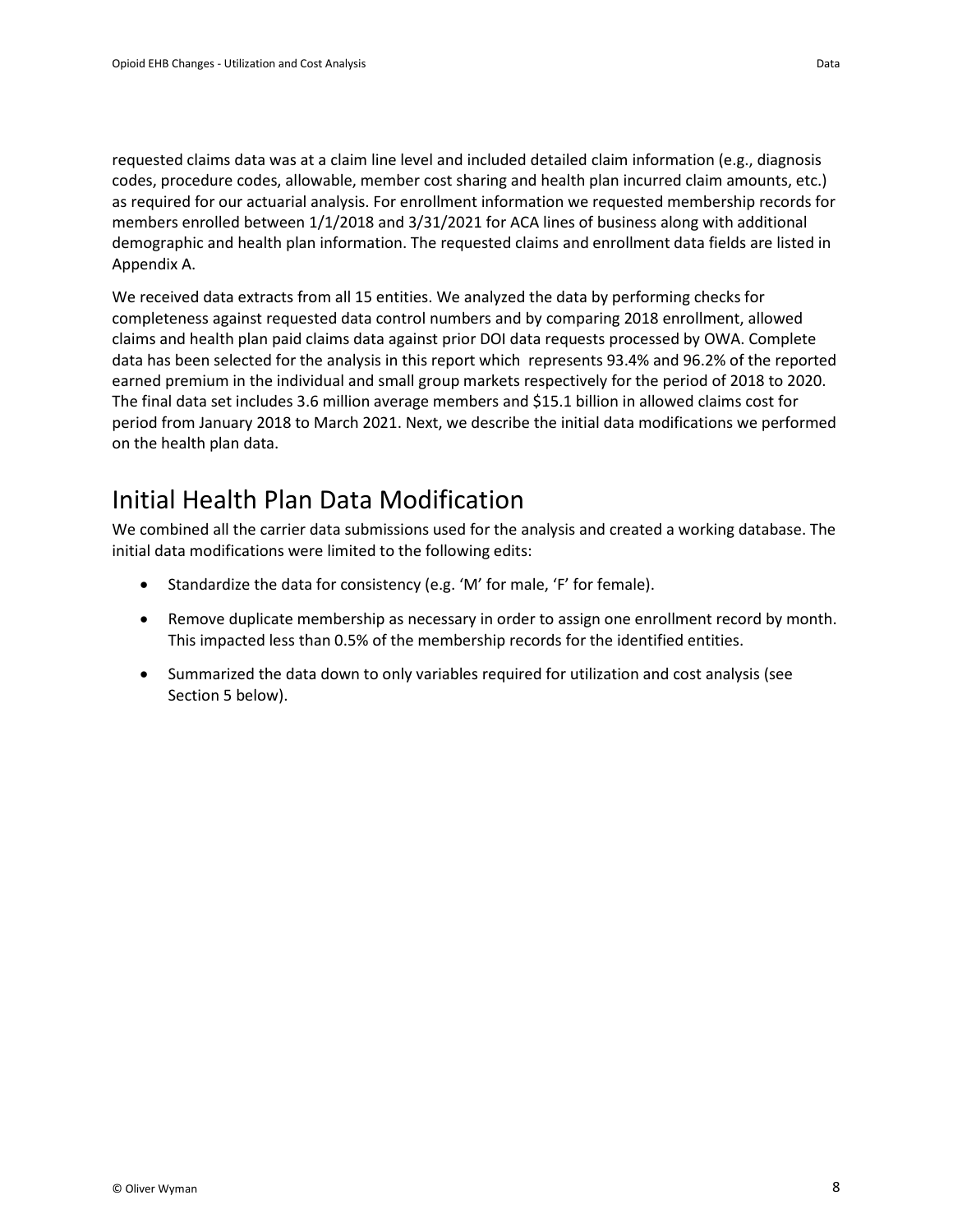requested claims data was at a claim line level and included detailed claim information (e.g., diagnosis codes, procedure codes, allowable, member cost sharing and health plan incurred claim amounts, etc.) as required for our actuarial analysis. For enrollment information we requested membership records for members enrolled between 1/1/2018 and 3/31/2021 for ACA lines of business along with additional demographic and health plan information. The requested claims and enrollment data fields are listed in Appendix A.

We received data extracts from all 15 entities. We analyzed the data by performing checks for completeness against requested data control numbers and by comparing 2018 enrollment, allowed claims and health plan paid claims data against prior DOI data requests processed by OWA. Complete data has been selected for the analysis in this report which represents 93.4% and 96.2% of the reported earned premium in the individual and small group markets respectively for the period of 2018 to 2020. The final data set includes 3.6 million average members and $15.1 billion in allowed claims cost for period from January 2018 to March 2021. Next, we describe the initial data modifications we performed on the health plan data.

## Initial Health Plan Data Modification

We combined all the carrier data submissions used for the analysis and created a working database. The initial data modifications were limited to the following edits:

- Standardize the data for consistency (e.g. 'M' for male, 'F' for female).
- Remove duplicate membership as necessary in order to assign one enrollment record by month. This impacted less than 0.5% of the membership records for the identified entities.
- Summarized the data down to only variables required for utilization and cost analysis (see Section 5 below).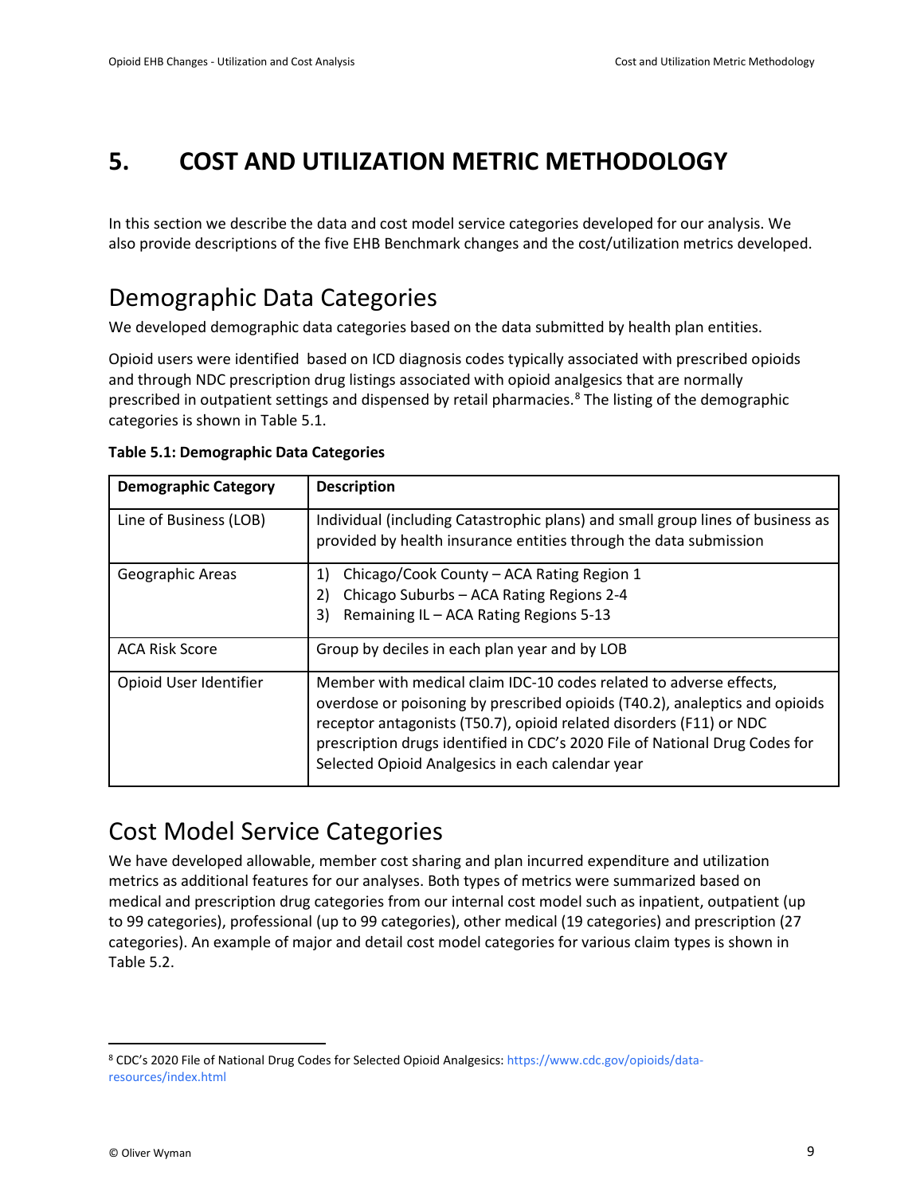# 5. COST AND UTILIZATION METRIC METHODOLOGY

In this section we describe the data and cost model service categories developed for our analysis. We also provide descriptions of the five EHB Benchmark changes and the cost/utilization metrics developed.

## Demographic Data Categories

We developed demographic data categories based on the data submitted by health plan entities.

Opioid users were identified  based on ICD diagnosis codes typically associated with prescribed opioids and through NDC prescription drug listings associated with opioid analgesics that are normally prescribed in outpatient settings and dispensed by retail pharmacies.[8] The listing of the demographic categories is shown in Table 5.1.

**Table 5.1: Demographic Data Categories**

| Demographic Category | Description |
|---|---|
| Line of Business (LOB) | Individual (including Catastrophic plans) and small group lines of business as provided by health insurance entities through the data submission |
| Geographic Areas | 1) Chicago/Cook County – ACA Rating Region 1<br>2) Chicago Suburbs – ACA Rating Regions 2-4<br>3) Remaining IL – ACA Rating Regions 5-13 |
| ACA Risk Score | Group by deciles in each plan year and by LOB |
| Opioid User Identifier | Member with medical claim IDC-10 codes related to adverse effects, overdose or poisoning by prescribed opioids (T40.2), analeptics and opioids receptor antagonists (T50.7), opioid related disorders (F11) or NDC prescription drugs identified in CDC's 2020 File of National Drug Codes for Selected Opioid Analgesics in each calendar year |

## Cost Model Service Categories

We have developed allowable, member cost sharing and plan incurred expenditure and utilization metrics as additional features for our analyses. Both types of metrics were summarized based on medical and prescription drug categories from our internal cost model such as inpatient, outpatient (up to 99 categories), professional (up to 99 categories), other medical (19 categories) and prescription (27 categories). An example of major and detail cost model categories for various claim types is shown in Table 5.2.

---

[8] CDC's 2020 File of National Drug Codes for Selected Opioid Analgesics: https://www.cdc.gov/opioids/data-resources/index.html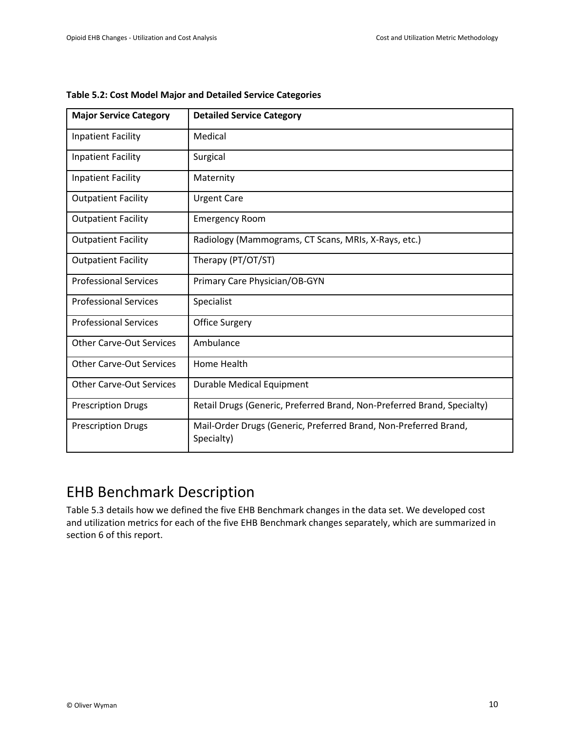**Table 5.2: Cost Model Major and Detailed Service Categories**

| Major Service Category | Detailed Service Category |
|---|---|
| Inpatient Facility | Medical |
| Inpatient Facility | Surgical |
| Inpatient Facility | Maternity |
| Outpatient Facility | Urgent Care |
| Outpatient Facility | Emergency Room |
| Outpatient Facility | Radiology (Mammograms, CT Scans, MRIs, X-Rays, etc.) |
| Outpatient Facility | Therapy (PT/OT/ST) |
| Professional Services | Primary Care Physician/OB-GYN |
| Professional Services | Specialist |
| Professional Services | Office Surgery |
| Other Carve-Out Services | Ambulance |
| Other Carve-Out Services | Home Health |
| Other Carve-Out Services | Durable Medical Equipment |
| Prescription Drugs | Retail Drugs (Generic, Preferred Brand, Non-Preferred Brand, Specialty) |
| Prescription Drugs | Mail-Order Drugs (Generic, Preferred Brand, Non-Preferred Brand, Specialty) |

## EHB Benchmark Description

Table 5.3 details how we defined the five EHB Benchmark changes in the data set. We developed cost and utilization metrics for each of the five EHB Benchmark changes separately, which are summarized in section 6 of this report.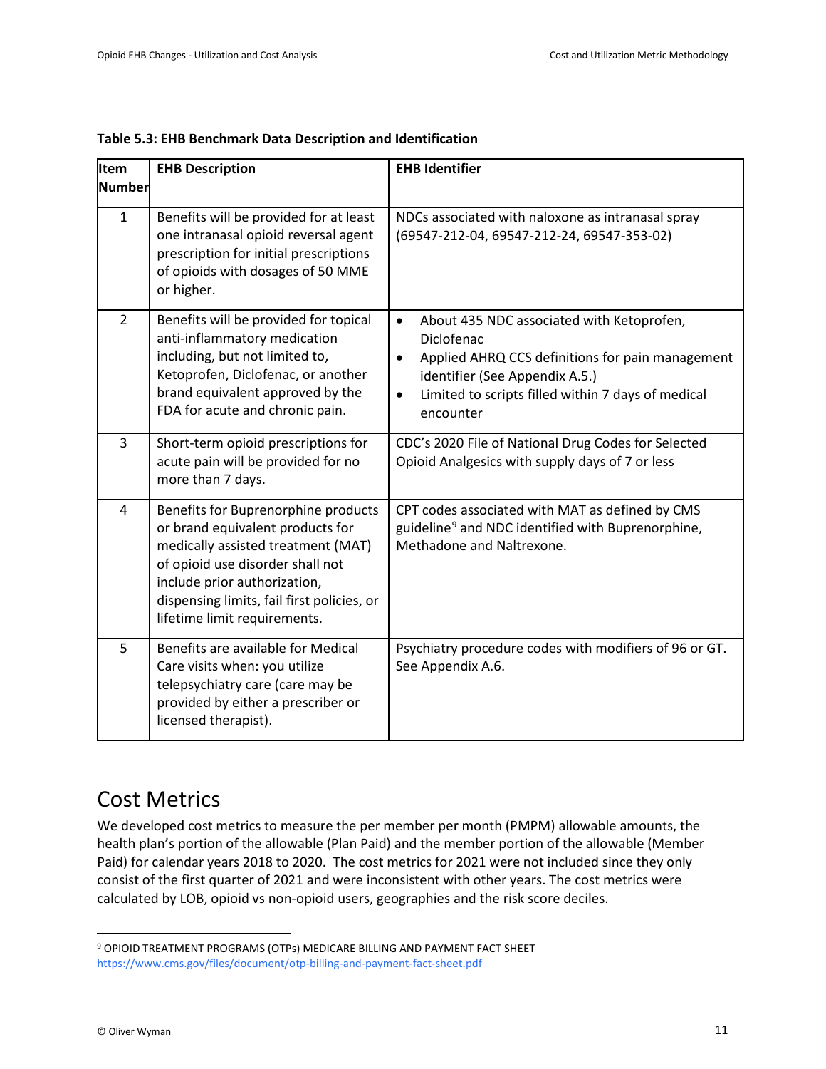**Table 5.3: EHB Benchmark Data Description and Identification**

| Item Number | EHB Description | EHB Identifier |
|---|---|---|
| 1 | Benefits will be provided for at least one intranasal opioid reversal agent prescription for initial prescriptions of opioids with dosages of 50 MME or higher. | NDCs associated with naloxone as intranasal spray (69547-212-04, 69547-212-24, 69547-353-02) |
| 2 | Benefits will be provided for topical anti-inflammatory medication including, but not limited to, Ketoprofen, Diclofenac, or another brand equivalent approved by the FDA for acute and chronic pain. | • About 435 NDC associated with Ketoprofen, Diclofenac<br>• Applied AHRQ CCS definitions for pain management identifier (See Appendix A.5.)<br>• Limited to scripts filled within 7 days of medical encounter |
| 3 | Short-term opioid prescriptions for acute pain will be provided for no more than 7 days. | CDC's 2020 File of National Drug Codes for Selected Opioid Analgesics with supply days of 7 or less |
| 4 | Benefits for Buprenorphine products or brand equivalent products for medically assisted treatment (MAT) of opioid use disorder shall not include prior authorization, dispensing limits, fail first policies, or lifetime limit requirements. | CPT codes associated with MAT as defined by CMS guideline[9] and NDC identified with Buprenorphine, Methadone and Naltrexone. |
| 5 | Benefits are available for Medical Care visits when: you utilize telepsychiatry care (care may be provided by either a prescriber or licensed therapist). | Psychiatry procedure codes with modifiers of 96 or GT. See Appendix A.6. |

## Cost Metrics

We developed cost metrics to measure the per member per month (PMPM) allowable amounts, the health plan's portion of the allowable (Plan Paid) and the member portion of the allowable (Member Paid) for calendar years 2018 to 2020. The cost metrics for 2021 were not included since they only consist of the first quarter of 2021 and were inconsistent with other years. The cost metrics were calculated by LOB, opioid vs non-opioid users, geographies and the risk score deciles.

[9] OPIOID TREATMENT PROGRAMS (OTPs) MEDICARE BILLING AND PAYMENT FACT SHEET https://www.cms.gov/files/document/otp-billing-and-payment-fact-sheet.pdf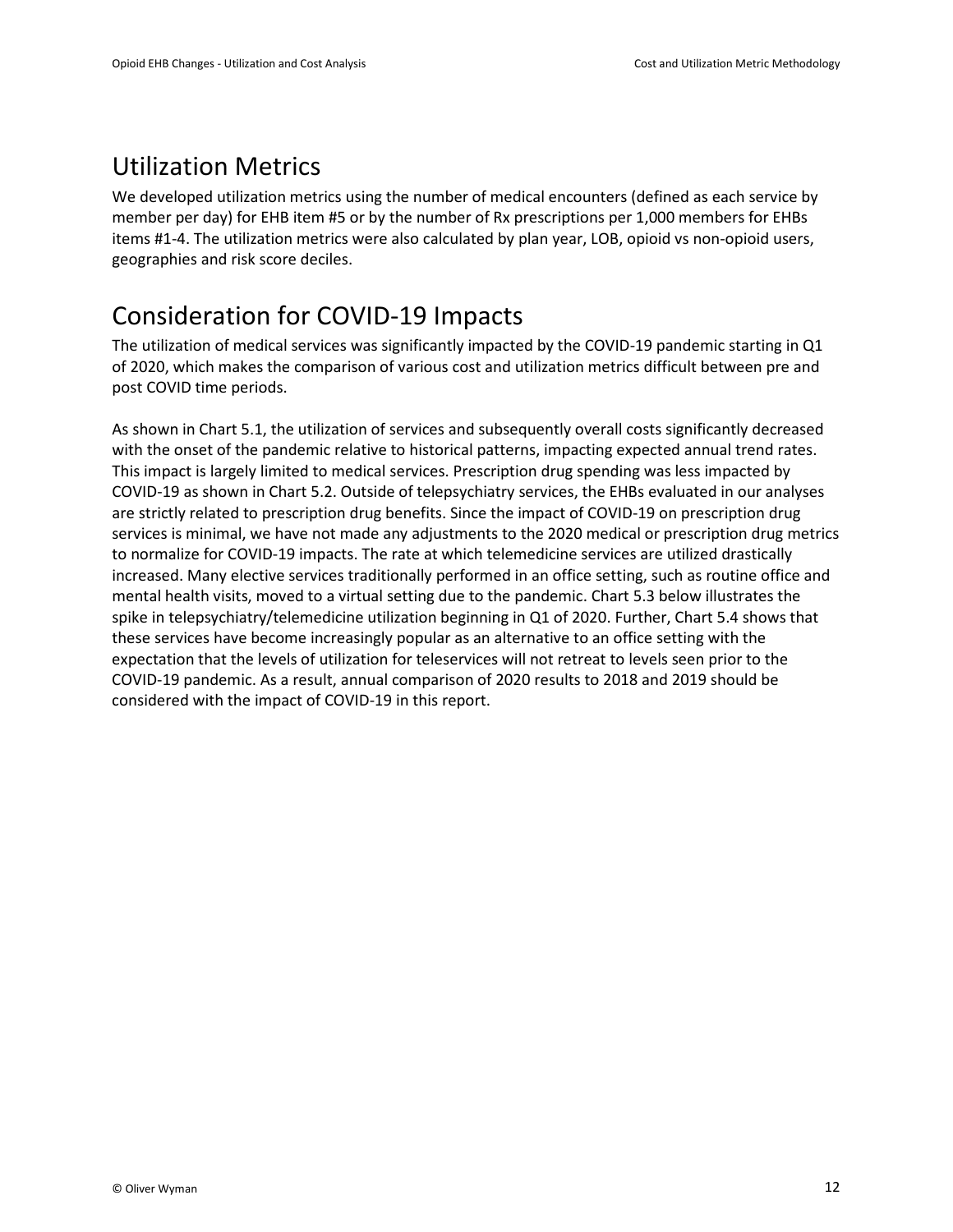## Utilization Metrics

We developed utilization metrics using the number of medical encounters (defined as each service by member per day) for EHB item #5 or by the number of Rx prescriptions per 1,000 members for EHBs items #1-4. The utilization metrics were also calculated by plan year, LOB, opioid vs non-opioid users, geographies and risk score deciles.

## Consideration for COVID-19 Impacts

The utilization of medical services was significantly impacted by the COVID-19 pandemic starting in Q1 of 2020, which makes the comparison of various cost and utilization metrics difficult between pre and post COVID time periods.

As shown in Chart 5.1, the utilization of services and subsequently overall costs significantly decreased with the onset of the pandemic relative to historical patterns, impacting expected annual trend rates. This impact is largely limited to medical services. Prescription drug spending was less impacted by COVID-19 as shown in Chart 5.2. Outside of telepsychiatry services, the EHBs evaluated in our analyses are strictly related to prescription drug benefits. Since the impact of COVID-19 on prescription drug services is minimal, we have not made any adjustments to the 2020 medical or prescription drug metrics to normalize for COVID-19 impacts. The rate at which telemedicine services are utilized drastically increased. Many elective services traditionally performed in an office setting, such as routine office and mental health visits, moved to a virtual setting due to the pandemic. Chart 5.3 below illustrates the spike in telepsychiatry/telemedicine utilization beginning in Q1 of 2020. Further, Chart 5.4 shows that these services have become increasingly popular as an alternative to an office setting with the expectation that the levels of utilization for teleservices will not retreat to levels seen prior to the COVID-19 pandemic. As a result, annual comparison of 2020 results to 2018 and 2019 should be considered with the impact of COVID-19 in this report.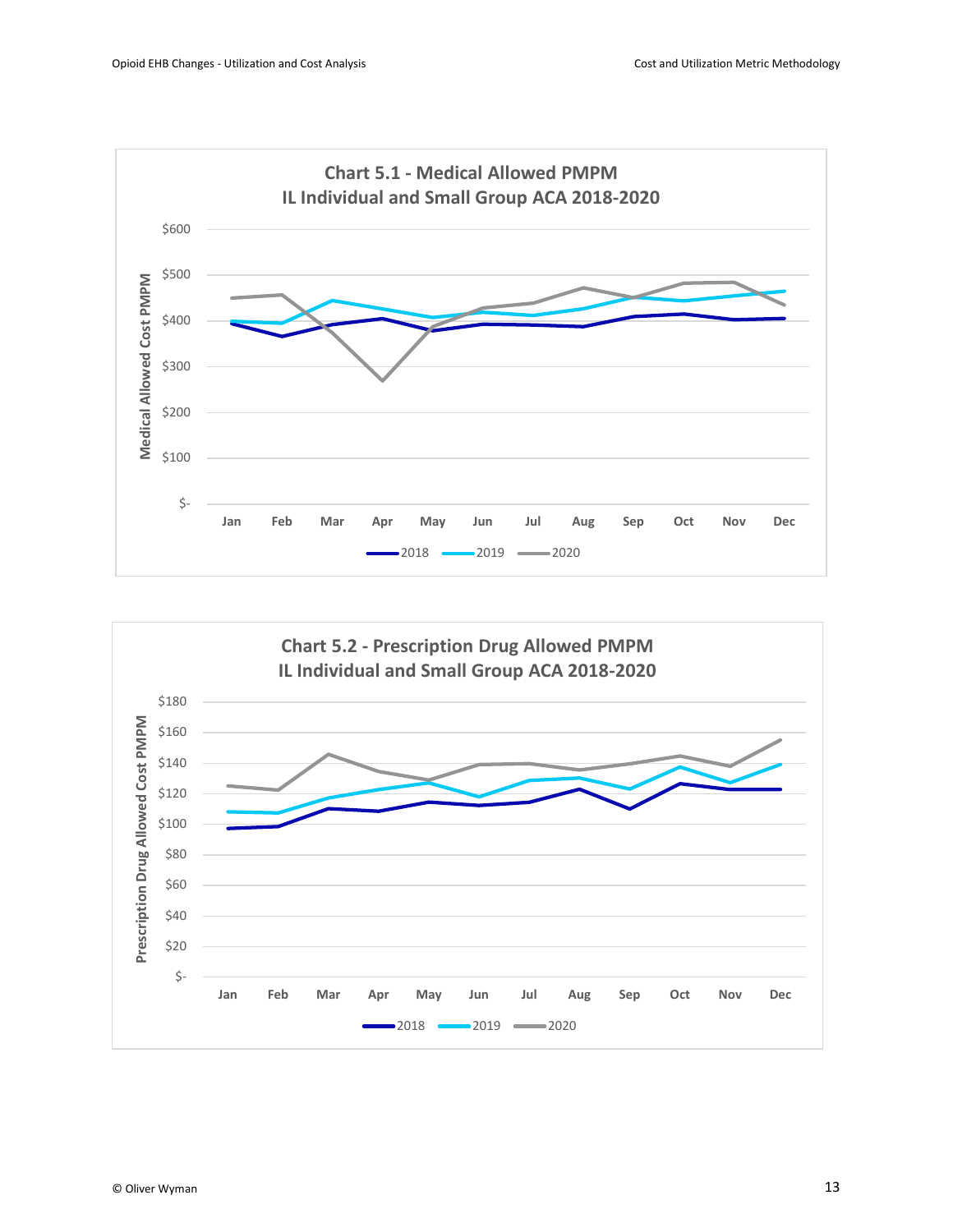**Chart 5.1 - Medical Allowed PMPM**
**IL Individual and Small Group ACA 2018-2020**

**Chart 5.2 - Prescription Drug Allowed PMPM**
**IL Individual and Small Group ACA 2018-2020**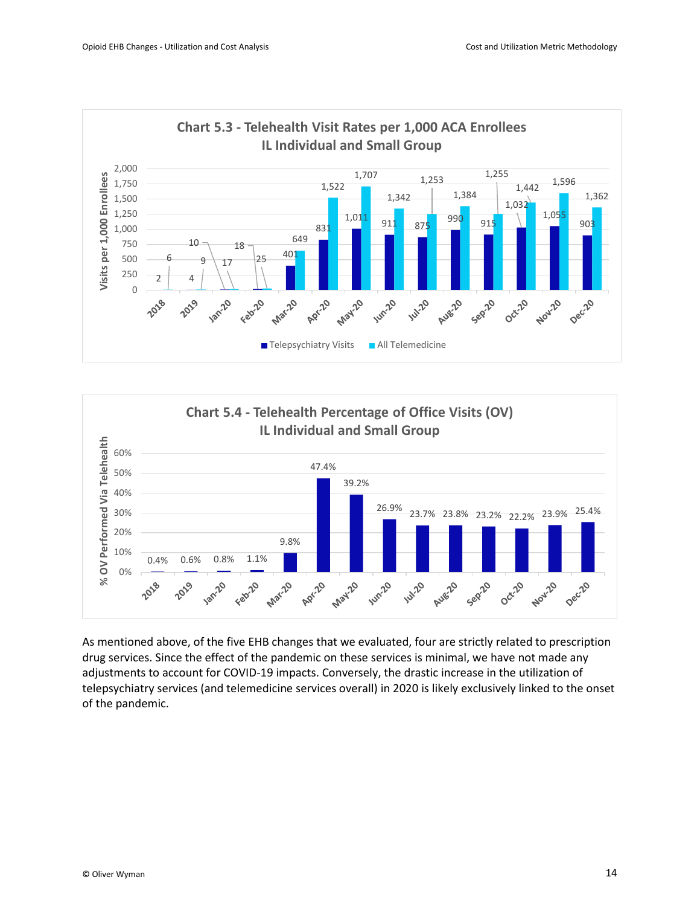**Chart 5.3 - Telehealth Visit Rates per 1,000 ACA Enrollees**
**IL Individual and Small Group**

| Period | Telepsychiatry Visits | All Telemedicine |
|---|---|---|
| 2018 | 2 | 6 |
| 2019 | 4 | 10 |
| Jan-20 | 9 | 17 |
| Feb-20 | 18 | 25 |
| Mar-20 | 401 | 649 |
| Apr-20 | 831 | 1,522 |
| May-20 | 1,011 | 1,707 |
| Jun-20 | 911 | 1,342 |
| Jul-20 | 875 | 1,253 |
| Aug-20 | 990 | 1,384 |
| Sep-20 | 915 | 1,255 |
| Oct-20 | 1,032 | 1,442 |
| Nov-20 | 1,055 | 1,596 |
| Dec-20 | 903 | 1,362 |

**Chart 5.4 - Telehealth Percentage of Office Visits (OV)**
**IL Individual and Small Group**

| Period | % OV Performed Via Telehealth |
|---|---|
| 2018 | 0.4% |
| 2019 | 0.6% |
| Jan-20 | 0.8% |
| Feb-20 | 1.1% |
| Mar-20 | 9.8% |
| Apr-20 | 47.4% |
| May-20 | 39.2% |
| Jun-20 | 26.9% |
| Jul-20 | 23.7% |
| Aug-20 | 23.8% |
| Sep-20 | 23.2% |
| Oct-20 | 22.2% |
| Nov-20 | 23.9% |
| Dec-20 | 25.4% |

As mentioned above, of the five EHB changes that we evaluated, four are strictly related to prescription drug services. Since the effect of the pandemic on these services is minimal, we have not made any adjustments to account for COVID-19 impacts. Conversely, the drastic increase in the utilization of telepsychiatry services (and telemedicine services overall) in 2020 is likely exclusively linked to the onset of the pandemic.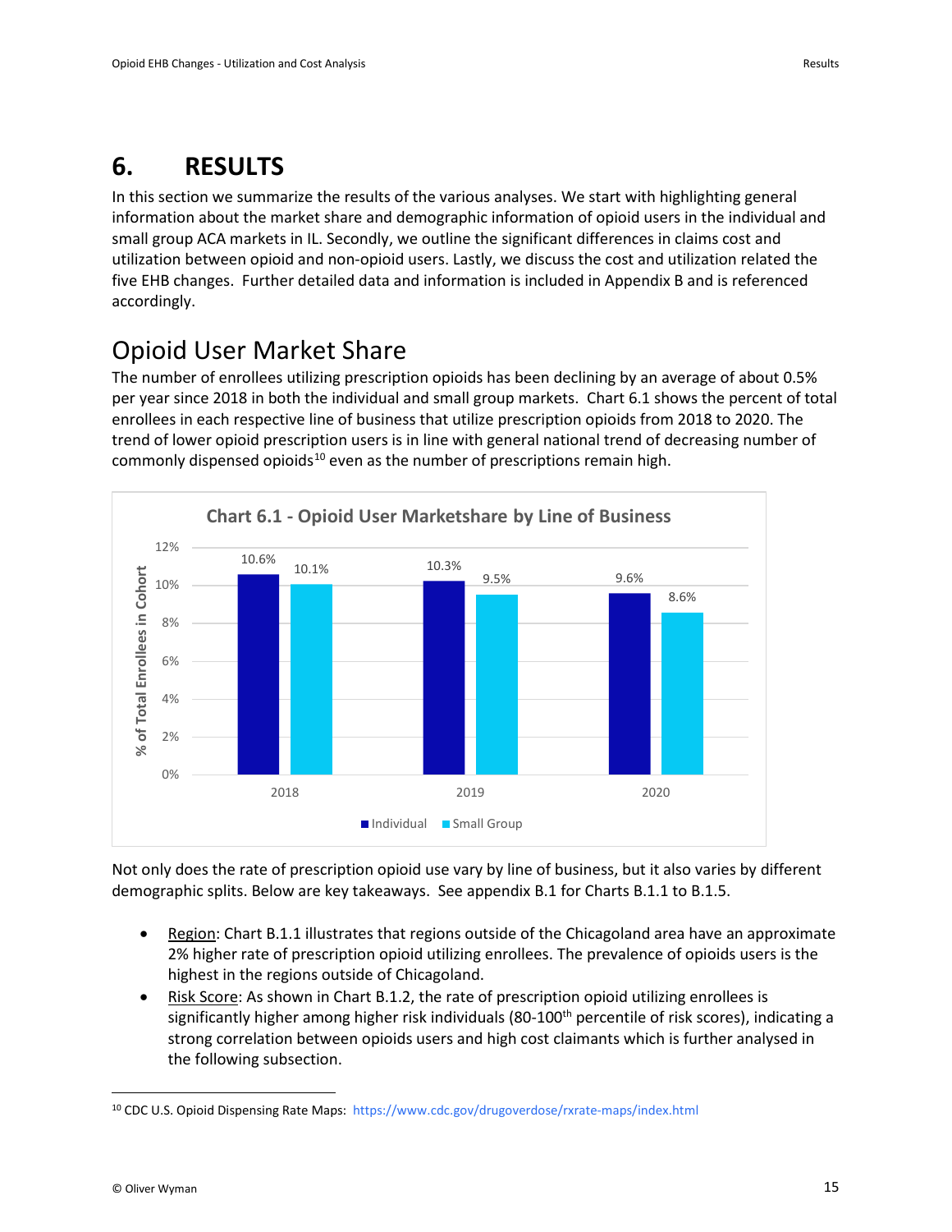# 6. RESULTS

In this section we summarize the results of the various analyses. We start with highlighting general information about the market share and demographic information of opioid users in the individual and small group ACA markets in IL. Secondly, we outline the significant differences in claims cost and utilization between opioid and non-opioid users. Lastly, we discuss the cost and utilization related the five EHB changes. Further detailed data and information is included in Appendix B and is referenced accordingly.

## Opioid User Market Share

The number of enrollees utilizing prescription opioids has been declining by an average of about 0.5% per year since 2018 in both the individual and small group markets. Chart 6.1 shows the percent of total enrollees in each respective line of business that utilize prescription opioids from 2018 to 2020. The trend of lower opioid prescription users is in line with general national trend of decreasing number of commonly dispensed opioids[10] even as the number of prescriptions remain high.

**Chart 6.1 - Opioid User Marketshare by Line of Business**

| Year | Individual | Small Group |
|---|---|---|
| 2018 | 10.6% | 10.1% |
| 2019 | 10.3% | 9.5% |
| 2020 | 9.6% | 8.6% |

Not only does the rate of prescription opioid use vary by line of business, but it also varies by different demographic splits. Below are key takeaways. See appendix B.1 for Charts B.1.1 to B.1.5.

- Region: Chart B.1.1 illustrates that regions outside of the Chicagoland area have an approximate 2% higher rate of prescription opioid utilizing enrollees. The prevalence of opioids users is the highest in the regions outside of Chicagoland.
- Risk Score: As shown in Chart B.1.2, the rate of prescription opioid utilizing enrollees is significantly higher among higher risk individuals (80-100th percentile of risk scores), indicating a strong correlation between opioids users and high cost claimants which is further analysed in the following subsection.

[10] CDC U.S. Opioid Dispensing Rate Maps: https://www.cdc.gov/drugoverdose/rxrate-maps/index.html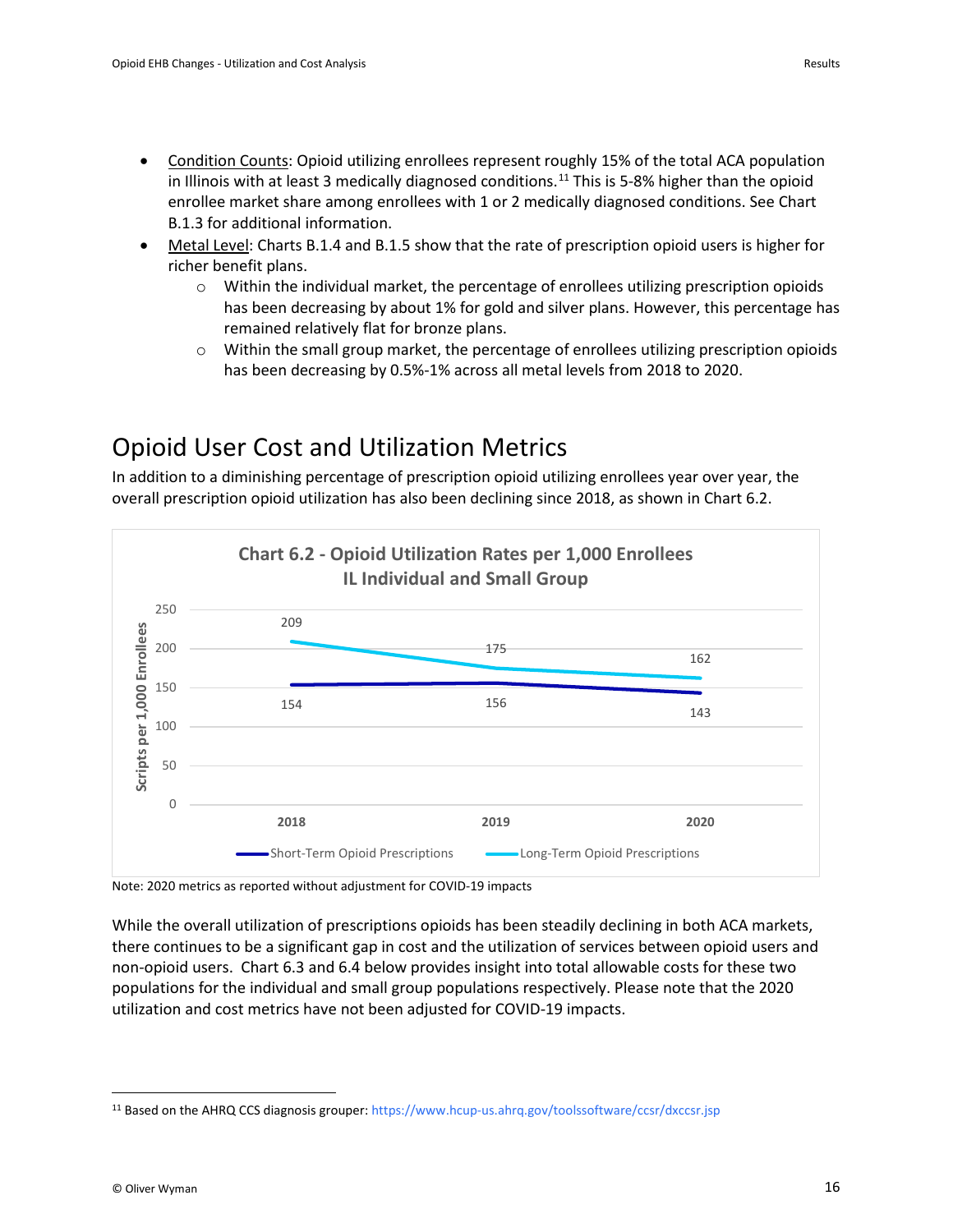- Condition Counts: Opioid utilizing enrollees represent roughly 15% of the total ACA population in Illinois with at least 3 medically diagnosed conditions.[11] This is 5-8% higher than the opioid enrollee market share among enrollees with 1 or 2 medically diagnosed conditions. See Chart B.1.3 for additional information.
- Metal Level: Charts B.1.4 and B.1.5 show that the rate of prescription opioid users is higher for richer benefit plans.
  - Within the individual market, the percentage of enrollees utilizing prescription opioids has been decreasing by about 1% for gold and silver plans. However, this percentage has remained relatively flat for bronze plans.
  - Within the small group market, the percentage of enrollees utilizing prescription opioids has been decreasing by 0.5%-1% across all metal levels from 2018 to 2020.

## Opioid User Cost and Utilization Metrics

In addition to a diminishing percentage of prescription opioid utilizing enrollees year over year, the overall prescription opioid utilization has also been declining since 2018, as shown in Chart 6.2.

**Chart 6.2 - Opioid Utilization Rates per 1,000 Enrollees**
**IL Individual and Small Group**

| Scripts per 1,000 Enrollees | 2018 | 2019 | 2020 |
|---|---|---|---|
| Short-Term Opioid Prescriptions | 154 | 156 | 143 |
| Long-Term Opioid Prescriptions | 209 | 175 | 162 |

Note: 2020 metrics as reported without adjustment for COVID-19 impacts

While the overall utilization of prescriptions opioids has been steadily declining in both ACA markets, there continues to be a significant gap in cost and the utilization of services between opioid users and non-opioid users. Chart 6.3 and 6.4 below provides insight into total allowable costs for these two populations for the individual and small group populations respectively. Please note that the 2020 utilization and cost metrics have not been adjusted for COVID-19 impacts.

[11] Based on the AHRQ CCS diagnosis grouper: https://www.hcup-us.ahrq.gov/toolssoftware/ccsr/dxccsr.jsp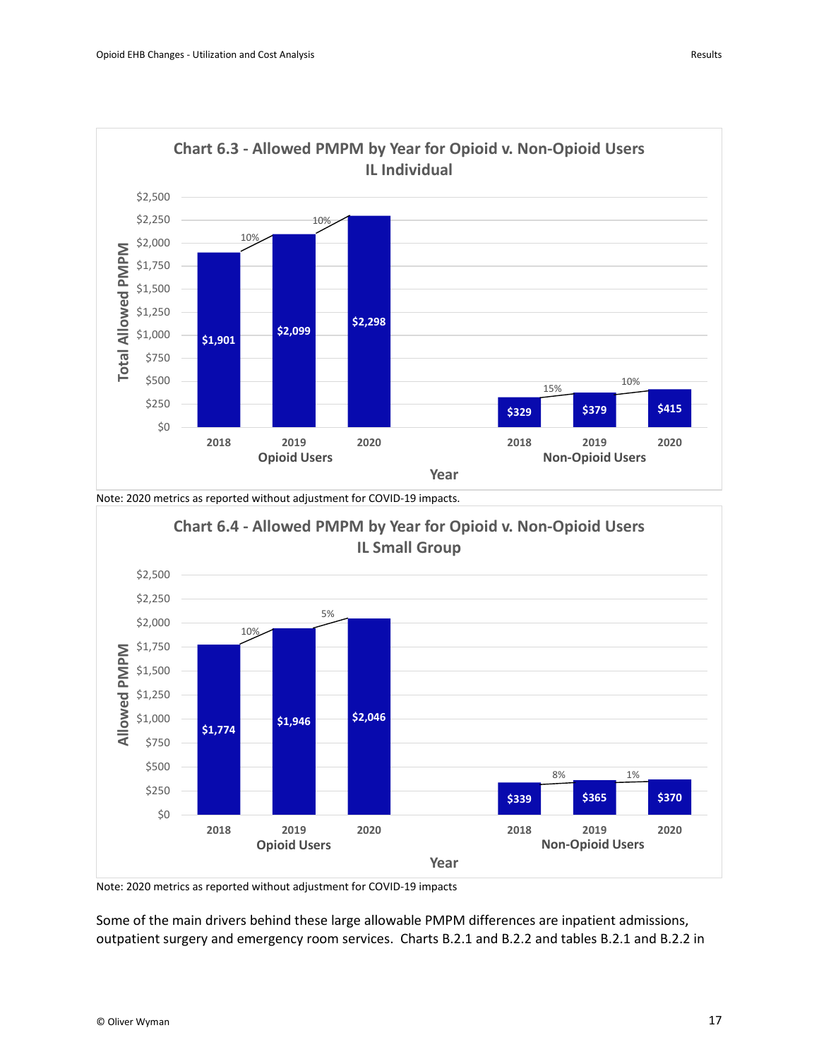**Chart 6.3 - Allowed PMPM by Year for Opioid v. Non-Opioid Users IL Individual**

| | Year | Total Allowed PMPM | Change |
|---|---|---|---|
| Opioid Users | 2018 | $1,901 | |
| Opioid Users | 2019 | $2,099 | 10% |
| Opioid Users | 2020 | $2,298 | 10% |
| Non-Opioid Users | 2018 | $329 | |
| Non-Opioid Users | 2019 | $379 | 15% |
| Non-Opioid Users | 2020 | $415 | 10% |

Note: 2020 metrics as reported without adjustment for COVID-19 impacts.

**Chart 6.4 - Allowed PMPM by Year for Opioid v. Non-Opioid Users IL Small Group**

| | Year | Allowed PMPM | Change |
|---|---|---|---|
| Opioid Users | 2018 | $1,774 | |
| Opioid Users | 2019 | $1,946 | 10% |
| Opioid Users | 2020 | $2,046 | 5% |
| Non-Opioid Users | 2018 | $339 | |
| Non-Opioid Users | 2019 | $365 | 8% |
| Non-Opioid Users | 2020 | $370 | 1% |

Note: 2020 metrics as reported without adjustment for COVID-19 impacts

Some of the main drivers behind these large allowable PMPM differences are inpatient admissions, outpatient surgery and emergency room services. Charts B.2.1 and B.2.2 and tables B.2.1 and B.2.2 in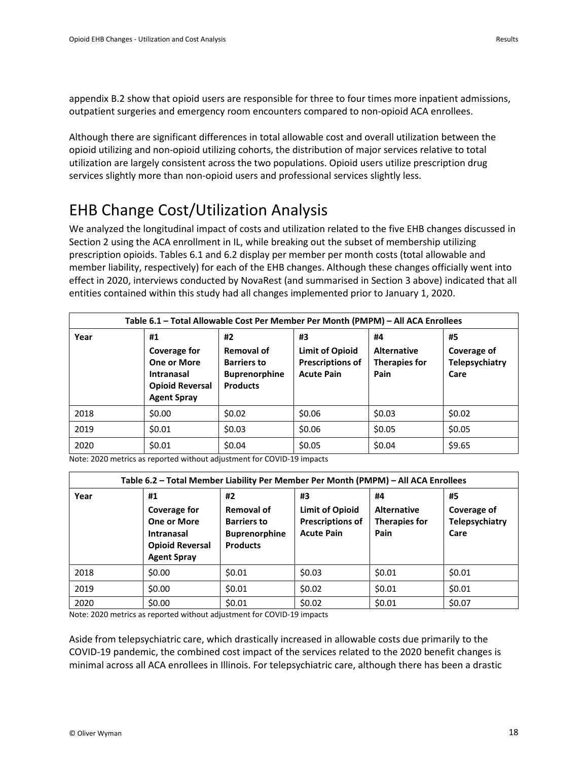appendix B.2 show that opioid users are responsible for three to four times more inpatient admissions, outpatient surgeries and emergency room encounters compared to non-opioid ACA enrollees.

Although there are significant differences in total allowable cost and overall utilization between the opioid utilizing and non-opioid utilizing cohorts, the distribution of major services relative to total utilization are largely consistent across the two populations. Opioid users utilize prescription drug services slightly more than non-opioid users and professional services slightly less.

# EHB Change Cost/Utilization Analysis

We analyzed the longitudinal impact of costs and utilization related to the five EHB changes discussed in Section 2 using the ACA enrollment in IL, while breaking out the subset of membership utilizing prescription opioids. Tables 6.1 and 6.2 display per member per month costs (total allowable and member liability, respectively) for each of the EHB changes. Although these changes officially went into effect in 2020, interviews conducted by NovaRest (and summarised in Section 3 above) indicated that all entities contained within this study had all changes implemented prior to January 1, 2020.

**Table 6.1 – Total Allowable Cost Per Member Per Month (PMPM) – All ACA Enrollees**

| Year | #1 Coverage for One or More Intranasal Opioid Reversal Agent Spray | #2 Removal of Barriers to Buprenorphine Products | #3 Limit of Opioid Prescriptions of Acute Pain | #4 Alternative Therapies for Pain | #5 Coverage of Telepsychiatry Care |
|---|---|---|---|---|---|
| 2018 | $0.00 | $0.02 | $0.06 | $0.03 | $0.02 |
| 2019 | $0.01 | $0.03 | $0.06 | $0.05 | $0.05 |
| 2020 | $0.01 | $0.04 | $0.05 | $0.04 | $9.65 |

Note: 2020 metrics as reported without adjustment for COVID-19 impacts

**Table 6.2 – Total Member Liability Per Member Per Month (PMPM) – All ACA Enrollees**

| Year | #1 Coverage for One or More Intranasal Opioid Reversal Agent Spray | #2 Removal of Barriers to Buprenorphine Products | #3 Limit of Opioid Prescriptions of Acute Pain | #4 Alternative Therapies for Pain | #5 Coverage of Telepsychiatry Care |
|---|---|---|---|---|---|
| 2018 | $0.00 | $0.01 | $0.03 | $0.01 | $0.01 |
| 2019 | $0.00 | $0.01 | $0.02 | $0.01 | $0.01 |
| 2020 | $0.00 | $0.01 | $0.02 | $0.01 | $0.07 |

Note: 2020 metrics as reported without adjustment for COVID-19 impacts

Aside from telepsychiatric care, which drastically increased in allowable costs due primarily to the COVID-19 pandemic, the combined cost impact of the services related to the 2020 benefit changes is minimal across all ACA enrollees in Illinois. For telepsychiatric care, although there has been a drastic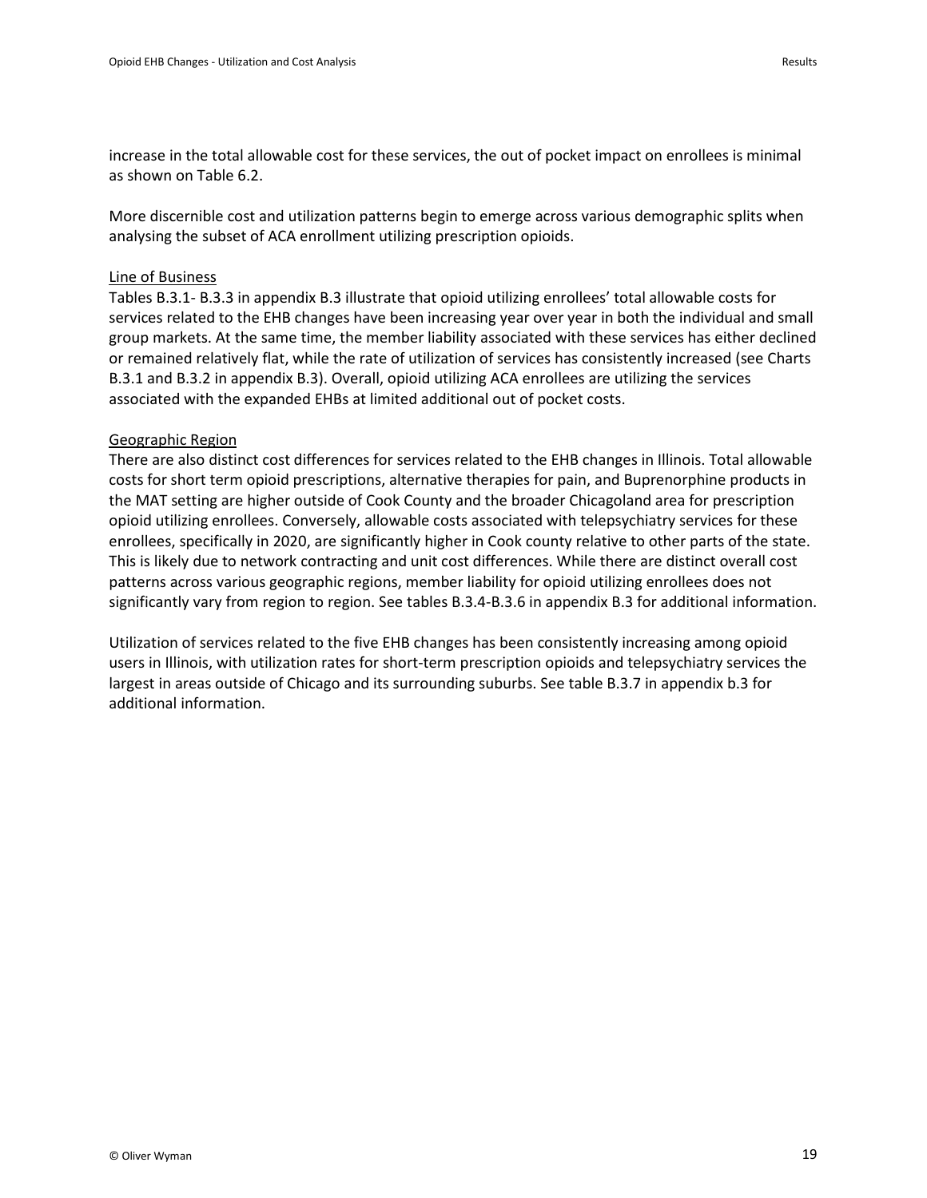increase in the total allowable cost for these services, the out of pocket impact on enrollees is minimal as shown on Table 6.2.

More discernible cost and utilization patterns begin to emerge across various demographic splits when analysing the subset of ACA enrollment utilizing prescription opioids.

<u>Line of Business</u>

Tables B.3.1- B.3.3 in appendix B.3 illustrate that opioid utilizing enrollees' total allowable costs for services related to the EHB changes have been increasing year over year in both the individual and small group markets. At the same time, the member liability associated with these services has either declined or remained relatively flat, while the rate of utilization of services has consistently increased (see Charts B.3.1 and B.3.2 in appendix B.3). Overall, opioid utilizing ACA enrollees are utilizing the services associated with the expanded EHBs at limited additional out of pocket costs.

<u>Geographic Region</u>

There are also distinct cost differences for services related to the EHB changes in Illinois. Total allowable costs for short term opioid prescriptions, alternative therapies for pain, and Buprenorphine products in the MAT setting are higher outside of Cook County and the broader Chicagoland area for prescription opioid utilizing enrollees. Conversely, allowable costs associated with telepsychiatry services for these enrollees, specifically in 2020, are significantly higher in Cook county relative to other parts of the state. This is likely due to network contracting and unit cost differences. While there are distinct overall cost patterns across various geographic regions, member liability for opioid utilizing enrollees does not significantly vary from region to region. See tables B.3.4-B.3.6 in appendix B.3 for additional information.

Utilization of services related to the five EHB changes has been consistently increasing among opioid users in Illinois, with utilization rates for short-term prescription opioids and telepsychiatry services the largest in areas outside of Chicago and its surrounding suburbs. See table B.3.7 in appendix b.3 for additional information.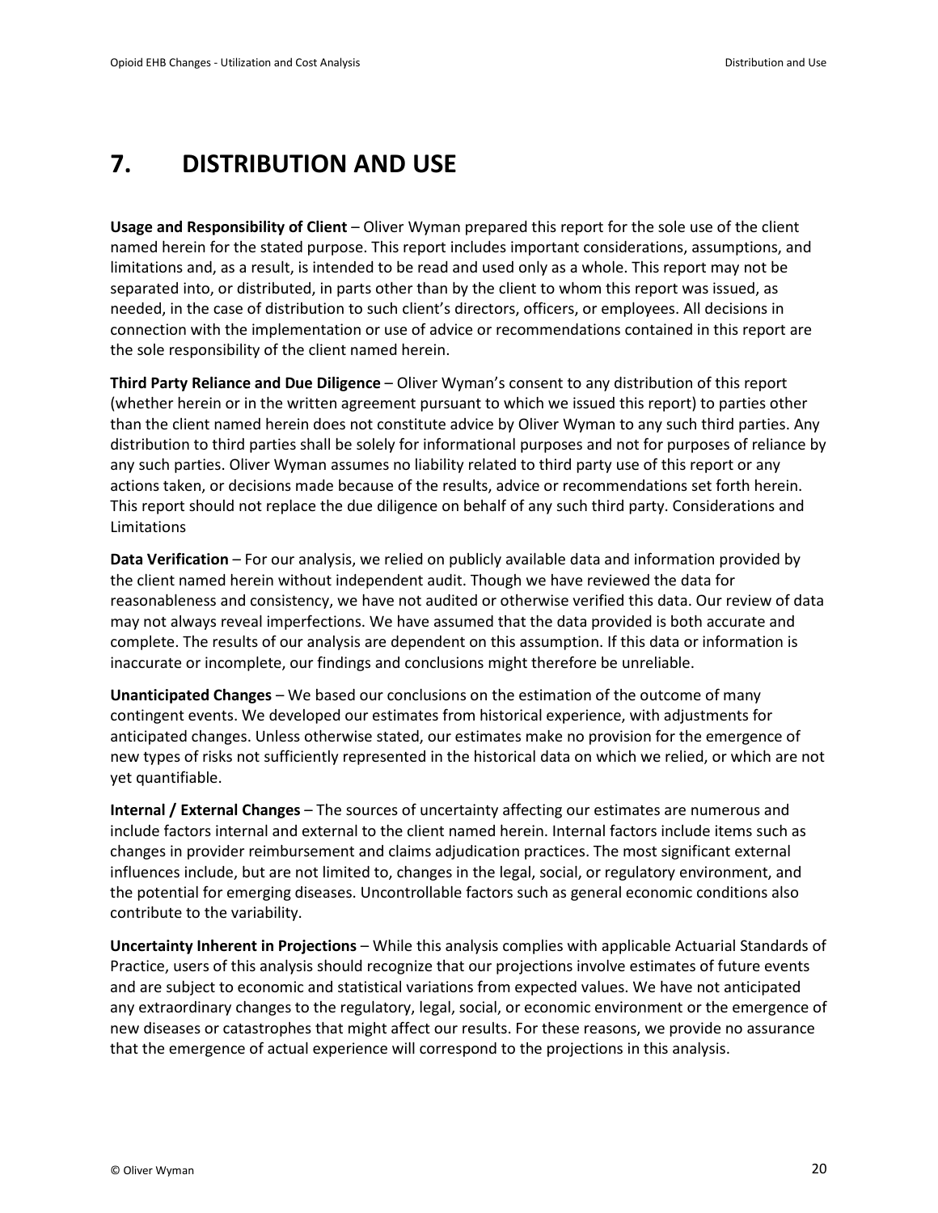# 7. DISTRIBUTION AND USE

**Usage and Responsibility of Client** – Oliver Wyman prepared this report for the sole use of the client named herein for the stated purpose. This report includes important considerations, assumptions, and limitations and, as a result, is intended to be read and used only as a whole. This report may not be separated into, or distributed, in parts other than by the client to whom this report was issued, as needed, in the case of distribution to such client's directors, officers, or employees. All decisions in connection with the implementation or use of advice or recommendations contained in this report are the sole responsibility of the client named herein.

**Third Party Reliance and Due Diligence** – Oliver Wyman's consent to any distribution of this report (whether herein or in the written agreement pursuant to which we issued this report) to parties other than the client named herein does not constitute advice by Oliver Wyman to any such third parties. Any distribution to third parties shall be solely for informational purposes and not for purposes of reliance by any such parties. Oliver Wyman assumes no liability related to third party use of this report or any actions taken, or decisions made because of the results, advice or recommendations set forth herein. This report should not replace the due diligence on behalf of any such third party. Considerations and Limitations

**Data Verification** – For our analysis, we relied on publicly available data and information provided by the client named herein without independent audit. Though we have reviewed the data for reasonableness and consistency, we have not audited or otherwise verified this data. Our review of data may not always reveal imperfections. We have assumed that the data provided is both accurate and complete. The results of our analysis are dependent on this assumption. If this data or information is inaccurate or incomplete, our findings and conclusions might therefore be unreliable.

**Unanticipated Changes** – We based our conclusions on the estimation of the outcome of many contingent events. We developed our estimates from historical experience, with adjustments for anticipated changes. Unless otherwise stated, our estimates make no provision for the emergence of new types of risks not sufficiently represented in the historical data on which we relied, or which are not yet quantifiable.

**Internal / External Changes** – The sources of uncertainty affecting our estimates are numerous and include factors internal and external to the client named herein. Internal factors include items such as changes in provider reimbursement and claims adjudication practices. The most significant external influences include, but are not limited to, changes in the legal, social, or regulatory environment, and the potential for emerging diseases. Uncontrollable factors such as general economic conditions also contribute to the variability.

**Uncertainty Inherent in Projections** – While this analysis complies with applicable Actuarial Standards of Practice, users of this analysis should recognize that our projections involve estimates of future events and are subject to economic and statistical variations from expected values. We have not anticipated any extraordinary changes to the regulatory, legal, social, or economic environment or the emergence of new diseases or catastrophes that might affect our results. For these reasons, we provide no assurance that the emergence of actual experience will correspond to the projections in this analysis.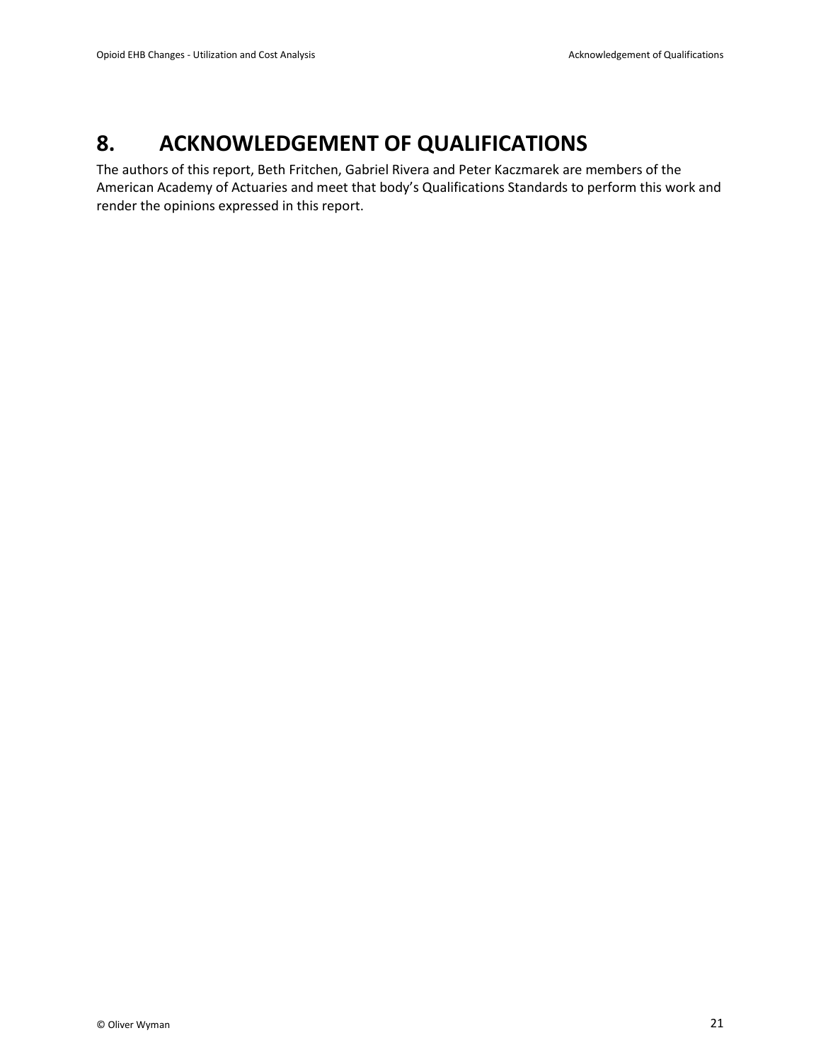# 8. ACKNOWLEDGEMENT OF QUALIFICATIONS

The authors of this report, Beth Fritchen, Gabriel Rivera and Peter Kaczmarek are members of the American Academy of Actuaries and meet that body's Qualifications Standards to perform this work and render the opinions expressed in this report.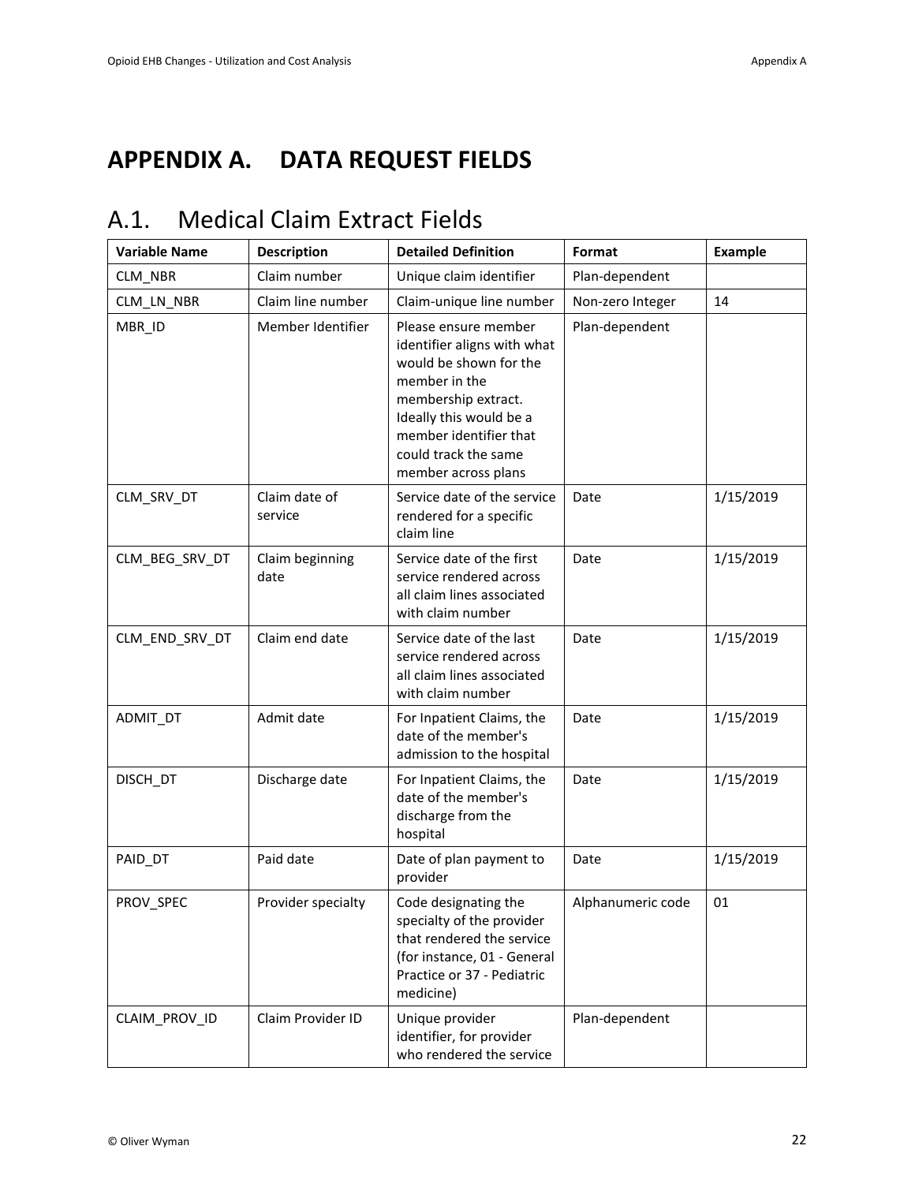# APPENDIX A. DATA REQUEST FIELDS

## A.1. Medical Claim Extract Fields

| Variable Name | Description | Detailed Definition | Format | Example |
|---|---|---|---|---|
| CLM_NBR | Claim number | Unique claim identifier | Plan-dependent | |
| CLM_LN_NBR | Claim line number | Claim-unique line number | Non-zero Integer | 14 |
| MBR_ID | Member Identifier | Please ensure member identifier aligns with what would be shown for the member in the membership extract. Ideally this would be a member identifier that could track the same member across plans | Plan-dependent | |
| CLM_SRV_DT | Claim date of service | Service date of the service rendered for a specific claim line | Date | 1/15/2019 |
| CLM_BEG_SRV_DT | Claim beginning date | Service date of the first service rendered across all claim lines associated with claim number | Date | 1/15/2019 |
| CLM_END_SRV_DT | Claim end date | Service date of the last service rendered across all claim lines associated with claim number | Date | 1/15/2019 |
| ADMIT_DT | Admit date | For Inpatient Claims, the date of the member's admission to the hospital | Date | 1/15/2019 |
| DISCH_DT | Discharge date | For Inpatient Claims, the date of the member's discharge from the hospital | Date | 1/15/2019 |
| PAID_DT | Paid date | Date of plan payment to provider | Date | 1/15/2019 |
| PROV_SPEC | Provider specialty | Code designating the specialty of the provider that rendered the service (for instance, 01 - General Practice or 37 - Pediatric medicine) | Alphanumeric code | 01 |
| CLAIM_PROV_ID | Claim Provider ID | Unique provider identifier, for provider who rendered the service | Plan-dependent | |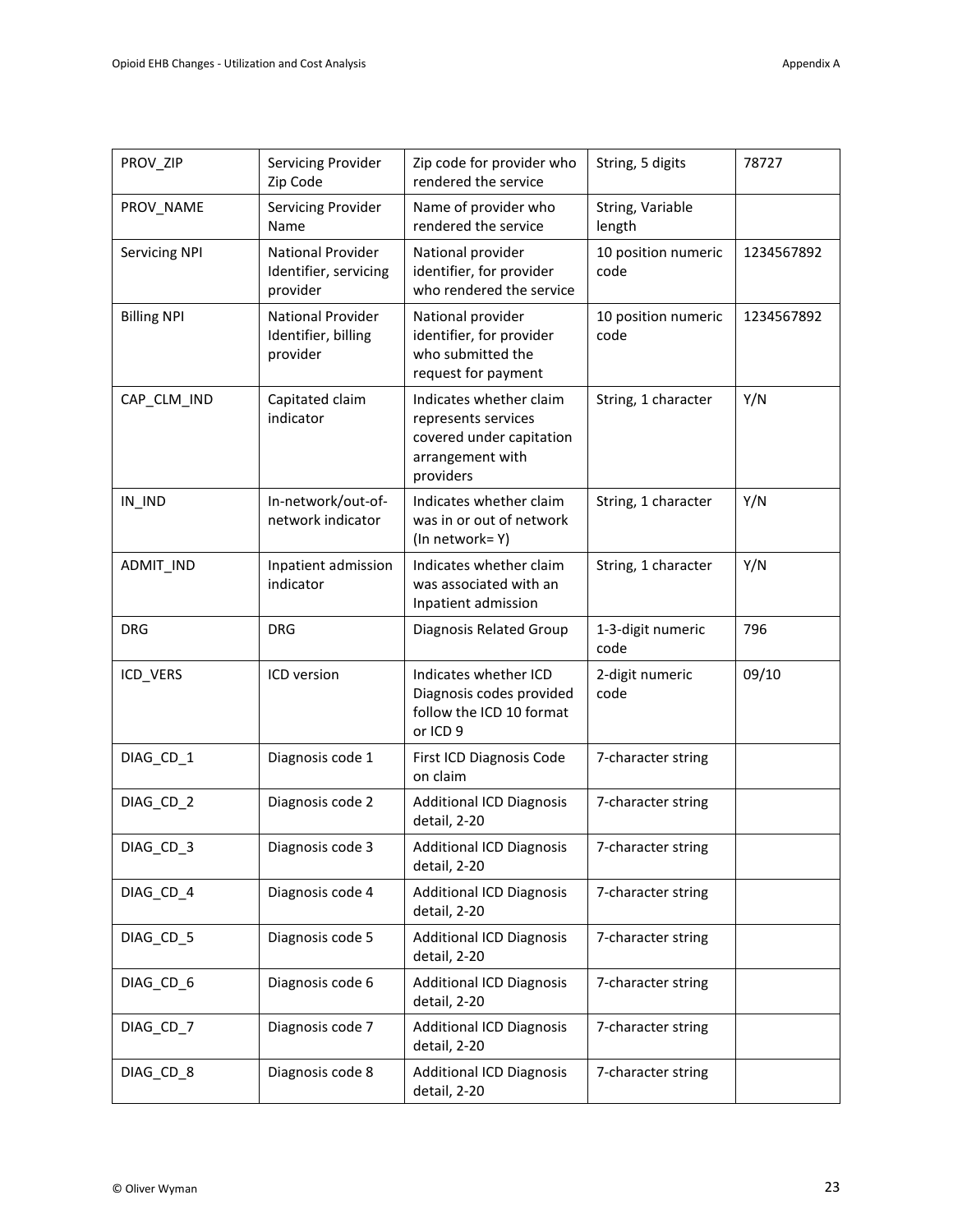| PROV_ZIP | Servicing Provider Zip Code | Zip code for provider who rendered the service | String, 5 digits | 78727 |
|---|---|---|---|---|
| PROV_NAME | Servicing Provider Name | Name of provider who rendered the service | String, Variable length | |
| Servicing NPI | National Provider Identifier, servicing provider | National provider identifier, for provider who rendered the service | 10 position numeric code | 1234567892 |
| Billing NPI | National Provider Identifier, billing provider | National provider identifier, for provider who submitted the request for payment | 10 position numeric code | 1234567892 |
| CAP_CLM_IND | Capitated claim indicator | Indicates whether claim represents services covered under capitation arrangement with providers | String, 1 character | Y/N |
| IN_IND | In-network/out-of-network indicator | Indicates whether claim was in or out of network (In network= Y) | String, 1 character | Y/N |
| ADMIT_IND | Inpatient admission indicator | Indicates whether claim was associated with an Inpatient admission | String, 1 character | Y/N |
| DRG | DRG | Diagnosis Related Group | 1-3-digit numeric code | 796 |
| ICD_VERS | ICD version | Indicates whether ICD Diagnosis codes provided follow the ICD 10 format or ICD 9 | 2-digit numeric code | 09/10 |
| DIAG_CD_1 | Diagnosis code 1 | First ICD Diagnosis Code on claim | 7-character string | |
| DIAG_CD_2 | Diagnosis code 2 | Additional ICD Diagnosis detail, 2-20 | 7-character string | |
| DIAG_CD_3 | Diagnosis code 3 | Additional ICD Diagnosis detail, 2-20 | 7-character string | |
| DIAG_CD_4 | Diagnosis code 4 | Additional ICD Diagnosis detail, 2-20 | 7-character string | |
| DIAG_CD_5 | Diagnosis code 5 | Additional ICD Diagnosis detail, 2-20 | 7-character string | |
| DIAG_CD_6 | Diagnosis code 6 | Additional ICD Diagnosis detail, 2-20 | 7-character string | |
| DIAG_CD_7 | Diagnosis code 7 | Additional ICD Diagnosis detail, 2-20 | 7-character string | |
| DIAG_CD_8 | Diagnosis code 8 | Additional ICD Diagnosis detail, 2-20 | 7-character string | |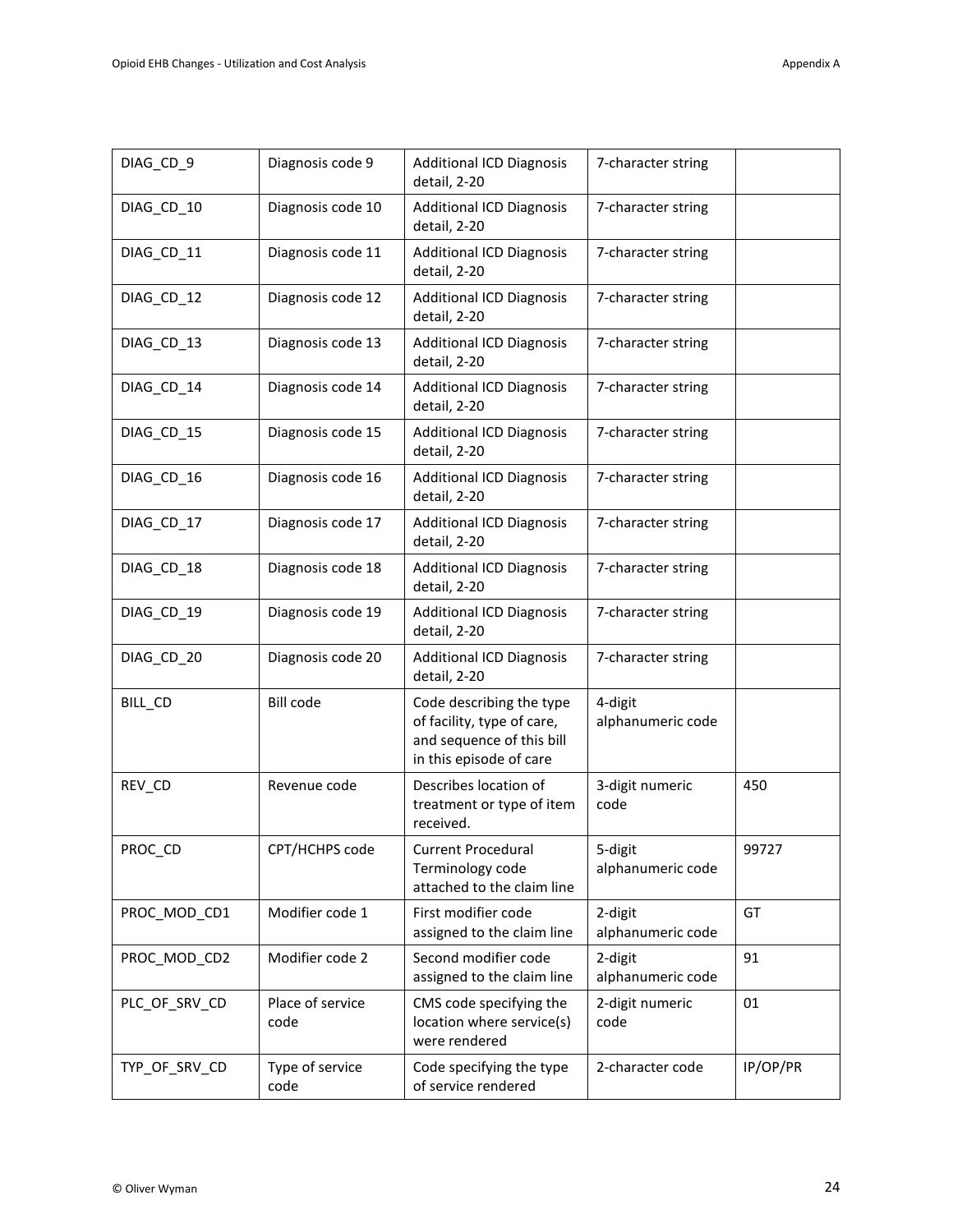| DIAG_CD_9 | Diagnosis code 9 | Additional ICD Diagnosis detail, 2-20 | 7-character string | |
|---|---|---|---|---|
| DIAG_CD_10 | Diagnosis code 10 | Additional ICD Diagnosis detail, 2-20 | 7-character string | |
| DIAG_CD_11 | Diagnosis code 11 | Additional ICD Diagnosis detail, 2-20 | 7-character string | |
| DIAG_CD_12 | Diagnosis code 12 | Additional ICD Diagnosis detail, 2-20 | 7-character string | |
| DIAG_CD_13 | Diagnosis code 13 | Additional ICD Diagnosis detail, 2-20 | 7-character string | |
| DIAG_CD_14 | Diagnosis code 14 | Additional ICD Diagnosis detail, 2-20 | 7-character string | |
| DIAG_CD_15 | Diagnosis code 15 | Additional ICD Diagnosis detail, 2-20 | 7-character string | |
| DIAG_CD_16 | Diagnosis code 16 | Additional ICD Diagnosis detail, 2-20 | 7-character string | |
| DIAG_CD_17 | Diagnosis code 17 | Additional ICD Diagnosis detail, 2-20 | 7-character string | |
| DIAG_CD_18 | Diagnosis code 18 | Additional ICD Diagnosis detail, 2-20 | 7-character string | |
| DIAG_CD_19 | Diagnosis code 19 | Additional ICD Diagnosis detail, 2-20 | 7-character string | |
| DIAG_CD_20 | Diagnosis code 20 | Additional ICD Diagnosis detail, 2-20 | 7-character string | |
| BILL_CD | Bill code | Code describing the type of facility, type of care, and sequence of this bill in this episode of care | 4-digit alphanumeric code | |
| REV_CD | Revenue code | Describes location of treatment or type of item received. | 3-digit numeric code | 450 |
| PROC_CD | CPT/HCHPS code | Current Procedural Terminology code attached to the claim line | 5-digit alphanumeric code | 99727 |
| PROC_MOD_CD1 | Modifier code 1 | First modifier code assigned to the claim line | 2-digit alphanumeric code | GT |
| PROC_MOD_CD2 | Modifier code 2 | Second modifier code assigned to the claim line | 2-digit alphanumeric code | 91 |
| PLC_OF_SRV_CD | Place of service code | CMS code specifying the location where service(s) were rendered | 2-digit numeric code | 01 |
| TYP_OF_SRV_CD | Type of service code | Code specifying the type of service rendered | 2-character code | IP/OP/PR |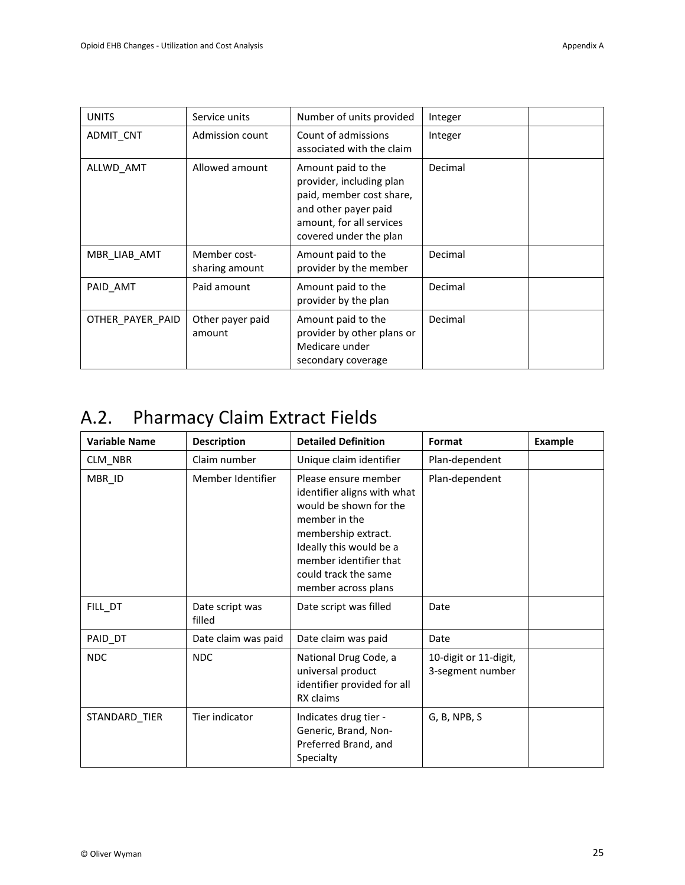| UNITS | Service units | Number of units provided | Integer | |
|---|---|---|---|---|
| ADMIT_CNT | Admission count | Count of admissions associated with the claim | Integer | |
| ALLWD_AMT | Allowed amount | Amount paid to the provider, including plan paid, member cost share, and other payer paid amount, for all services covered under the plan | Decimal | |
| MBR_LIAB_AMT | Member cost-sharing amount | Amount paid to the provider by the member | Decimal | |
| PAID_AMT | Paid amount | Amount paid to the provider by the plan | Decimal | |
| OTHER_PAYER_PAID | Other payer paid amount | Amount paid to the provider by other plans or Medicare under secondary coverage | Decimal | |

## A.2. Pharmacy Claim Extract Fields

| Variable Name | Description | Detailed Definition | Format | Example |
|---|---|---|---|---|
| CLM_NBR | Claim number | Unique claim identifier | Plan-dependent | |
| MBR_ID | Member Identifier | Please ensure member identifier aligns with what would be shown for the member in the membership extract. Ideally this would be a member identifier that could track the same member across plans | Plan-dependent | |
| FILL_DT | Date script was filled | Date script was filled | Date | |
| PAID_DT | Date claim was paid | Date claim was paid | Date | |
| NDC | NDC | National Drug Code, a universal product identifier provided for all RX claims | 10-digit or 11-digit, 3-segment number | |
| STANDARD_TIER | Tier indicator | Indicates drug tier - Generic, Brand, Non-Preferred Brand, and Specialty | G, B, NPB, S | |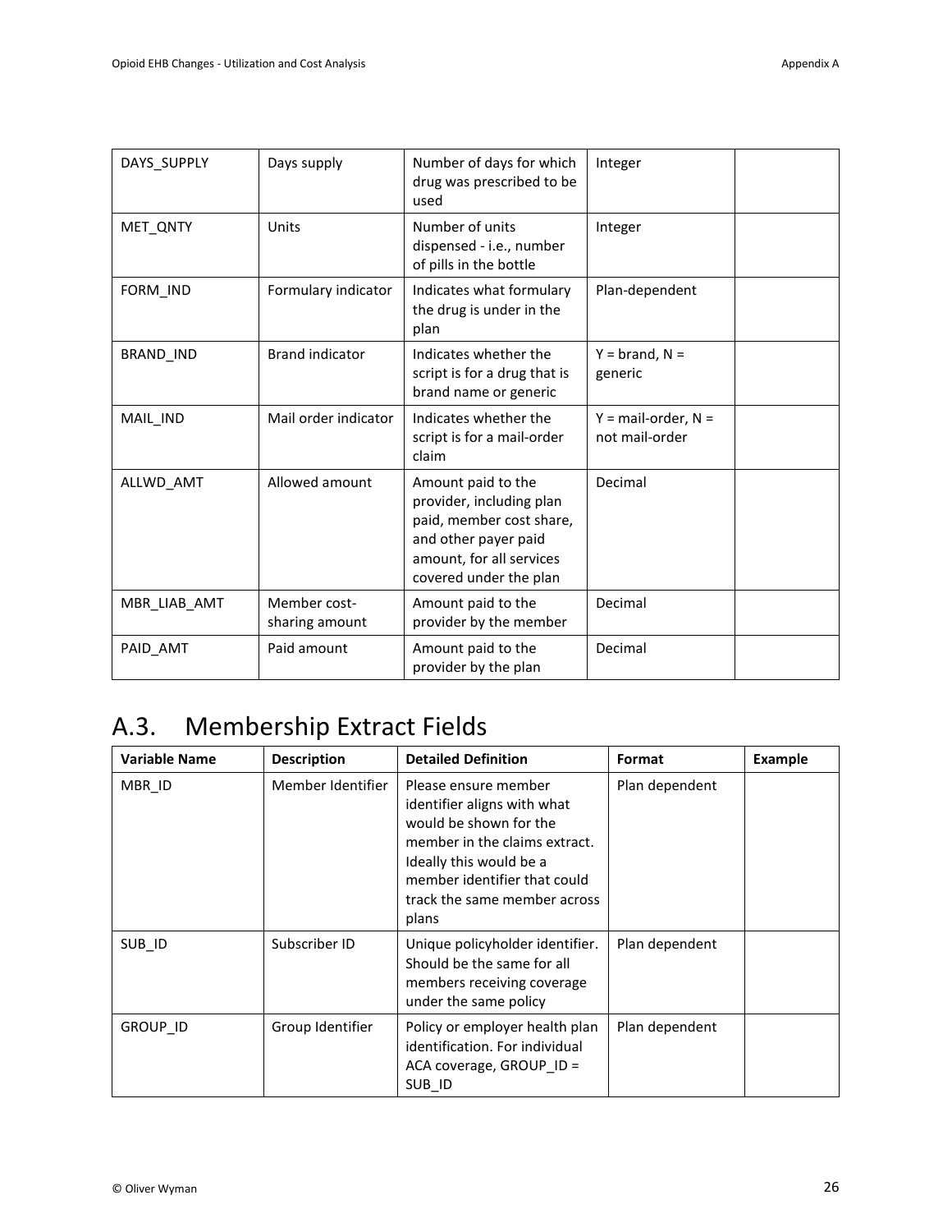| | | | | |
|---|---|---|---|---|
| DAYS_SUPPLY | Days supply | Number of days for which drug was prescribed to be used | Integer | |
| MET_QNTY | Units | Number of units dispensed - i.e., number of pills in the bottle | Integer | |
| FORM_IND | Formulary indicator | Indicates what formulary the drug is under in the plan | Plan-dependent | |
| BRAND_IND | Brand indicator | Indicates whether the script is for a drug that is brand name or generic | Y = brand, N = generic | |
| MAIL_IND | Mail order indicator | Indicates whether the script is for a mail-order claim | Y = mail-order, N = not mail-order | |
| ALLWD_AMT | Allowed amount | Amount paid to the provider, including plan paid, member cost share, and other payer paid amount, for all services covered under the plan | Decimal | |
| MBR_LIAB_AMT | Member cost-sharing amount | Amount paid to the provider by the member | Decimal | |
| PAID_AMT | Paid amount | Amount paid to the provider by the plan | Decimal | |

## A.3. Membership Extract Fields

| Variable Name | Description | Detailed Definition | Format | Example |
|---|---|---|---|---|
| MBR_ID | Member Identifier | Please ensure member identifier aligns with what would be shown for the member in the claims extract. Ideally this would be a member identifier that could track the same member across plans | Plan dependent | |
| SUB_ID | Subscriber ID | Unique policyholder identifier. Should be the same for all members receiving coverage under the same policy | Plan dependent | |
| GROUP_ID | Group Identifier | Policy or employer health plan identification. For individual ACA coverage, GROUP_ID = SUB_ID | Plan dependent | |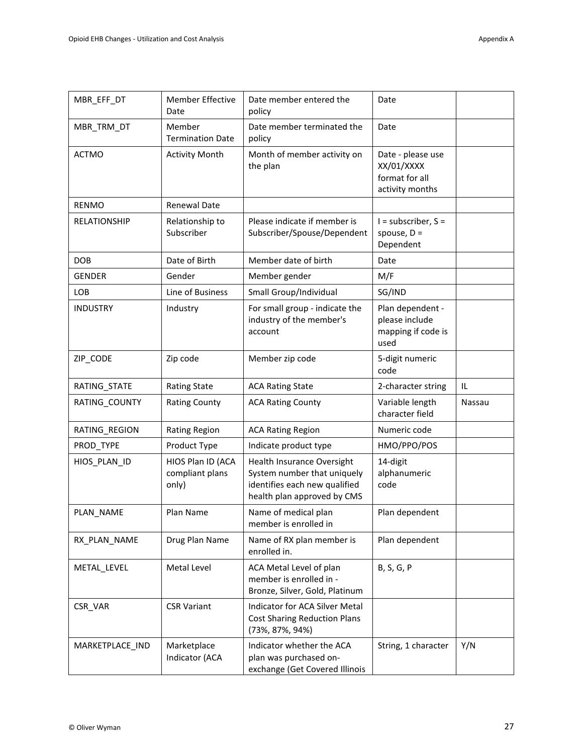| MBR_EFF_DT | Member Effective Date | Date member entered the policy | Date | |
|---|---|---|---|---|
| MBR_TRM_DT | Member Termination Date | Date member terminated the policy | Date | |
| ACTMO | Activity Month | Month of member activity on the plan | Date - please use XX/01/XXXX format for all activity months | |
| RENMO | Renewal Date | | | |
| RELATIONSHIP | Relationship to Subscriber | Please indicate if member is Subscriber/Spouse/Dependent | I = subscriber, S = spouse, D = Dependent | |
| DOB | Date of Birth | Member date of birth | Date | |
| GENDER | Gender | Member gender | M/F | |
| LOB | Line of Business | Small Group/Individual | SG/IND | |
| INDUSTRY | Industry | For small group - indicate the industry of the member's account | Plan dependent - please include mapping if code is used | |
| ZIP_CODE | Zip code | Member zip code | 5-digit numeric code | |
| RATING_STATE | Rating State | ACA Rating State | 2-character string | IL |
| RATING_COUNTY | Rating County | ACA Rating County | Variable length character field | Nassau |
| RATING_REGION | Rating Region | ACA Rating Region | Numeric code | |
| PROD_TYPE | Product Type | Indicate product type | HMO/PPO/POS | |
| HIOS_PLAN_ID | HIOS Plan ID (ACA compliant plans only) | Health Insurance Oversight System number that uniquely identifies each new qualified health plan approved by CMS | 14-digit alphanumeric code | |
| PLAN_NAME | Plan Name | Name of medical plan member is enrolled in | Plan dependent | |
| RX_PLAN_NAME | Drug Plan Name | Name of RX plan member is enrolled in. | Plan dependent | |
| METAL_LEVEL | Metal Level | ACA Metal Level of plan member is enrolled in - Bronze, Silver, Gold, Platinum | B, S, G, P | |
| CSR_VAR | CSR Variant | Indicator for ACA Silver Metal Cost Sharing Reduction Plans (73%, 87%, 94%) | | |
| MARKETPLACE_IND | Marketplace Indicator (ACA | Indicator whether the ACA plan was purchased on-exchange (Get Covered Illinois | String, 1 character | Y/N |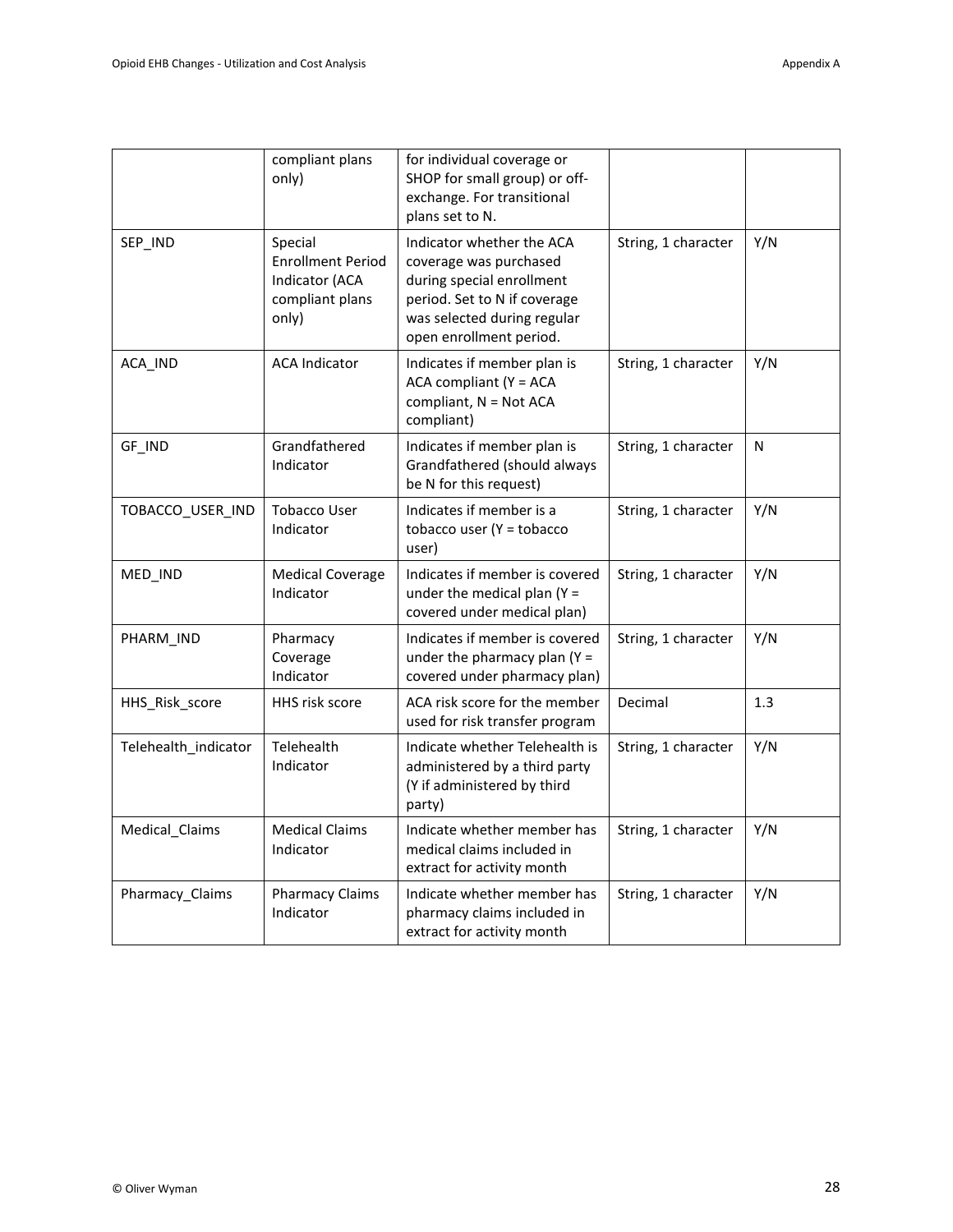| | compliant plans only) | for individual coverage or SHOP for small group) or off-exchange. For transitional plans set to N. | | |
|---|---|---|---|---|
| SEP_IND | Special Enrollment Period Indicator (ACA compliant plans only) | Indicator whether the ACA coverage was purchased during special enrollment period. Set to N if coverage was selected during regular open enrollment period. | String, 1 character | Y/N |
| ACA_IND | ACA Indicator | Indicates if member plan is ACA compliant (Y = ACA compliant, N = Not ACA compliant) | String, 1 character | Y/N |
| GF_IND | Grandfathered Indicator | Indicates if member plan is Grandfathered (should always be N for this request) | String, 1 character | N |
| TOBACCO_USER_IND | Tobacco User Indicator | Indicates if member is a tobacco user (Y = tobacco user) | String, 1 character | Y/N |
| MED_IND | Medical Coverage Indicator | Indicates if member is covered under the medical plan (Y = covered under medical plan) | String, 1 character | Y/N |
| PHARM_IND | Pharmacy Coverage Indicator | Indicates if member is covered under the pharmacy plan (Y = covered under pharmacy plan) | String, 1 character | Y/N |
| HHS_Risk_score | HHS risk score | ACA risk score for the member used for risk transfer program | Decimal | 1.3 |
| Telehealth_indicator | Telehealth Indicator | Indicate whether Telehealth is administered by a third party (Y if administered by third party) | String, 1 character | Y/N |
| Medical_Claims | Medical Claims Indicator | Indicate whether member has medical claims included in extract for activity month | String, 1 character | Y/N |
| Pharmacy_Claims | Pharmacy Claims Indicator | Indicate whether member has pharmacy claims included in extract for activity month | String, 1 character | Y/N |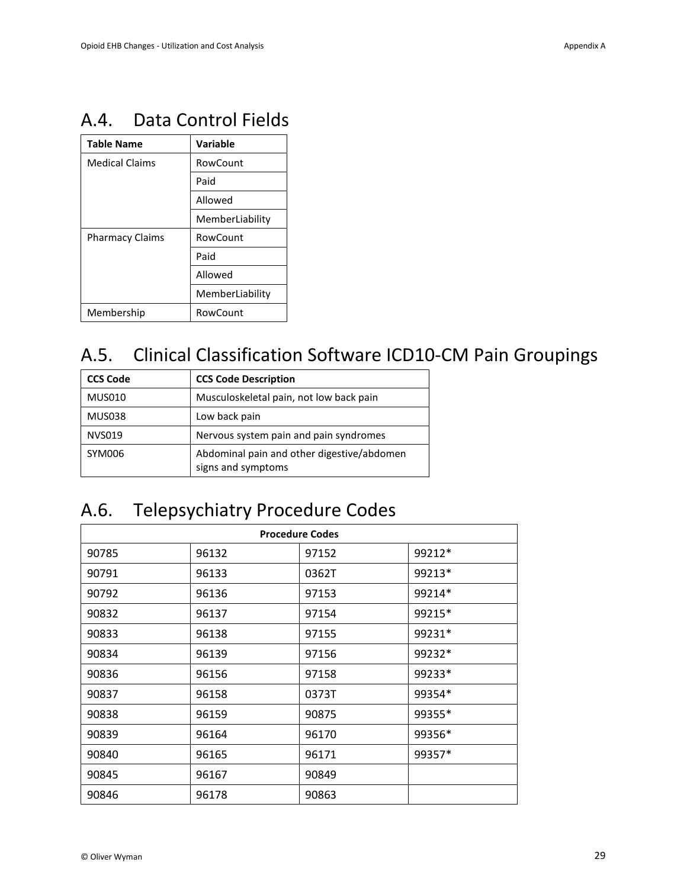## A.4. Data Control Fields

| Table Name | Variable |
|---|---|
| Medical Claims | RowCount |
| | Paid |
| | Allowed |
| | MemberLiability |
| Pharmacy Claims | RowCount |
| | Paid |
| | Allowed |
| | MemberLiability |
| Membership | RowCount |

## A.5. Clinical Classification Software ICD10-CM Pain Groupings

| CCS Code | CCS Code Description |
|---|---|
| MUS010 | Musculoskeletal pain, not low back pain |
| MUS038 | Low back pain |
| NVS019 | Nervous system pain and pain syndromes |
| SYM006 | Abdominal pain and other digestive/abdomen signs and symptoms |

## A.6. Telepsychiatry Procedure Codes

| Procedure Codes | | | |
|---|---|---|---|
| 90785 | 96132 | 97152 | 99212* |
| 90791 | 96133 | 0362T | 99213* |
| 90792 | 96136 | 97153 | 99214* |
| 90832 | 96137 | 97154 | 99215* |
| 90833 | 96138 | 97155 | 99231* |
| 90834 | 96139 | 97156 | 99232* |
| 90836 | 96156 | 97158 | 99233* |
| 90837 | 96158 | 0373T | 99354* |
| 90838 | 96159 | 90875 | 99355* |
| 90839 | 96164 | 96170 | 99356* |
| 90840 | 96165 | 96171 | 99357* |
| 90845 | 96167 | 90849 | |
| 90846 | 96178 | 90863 | |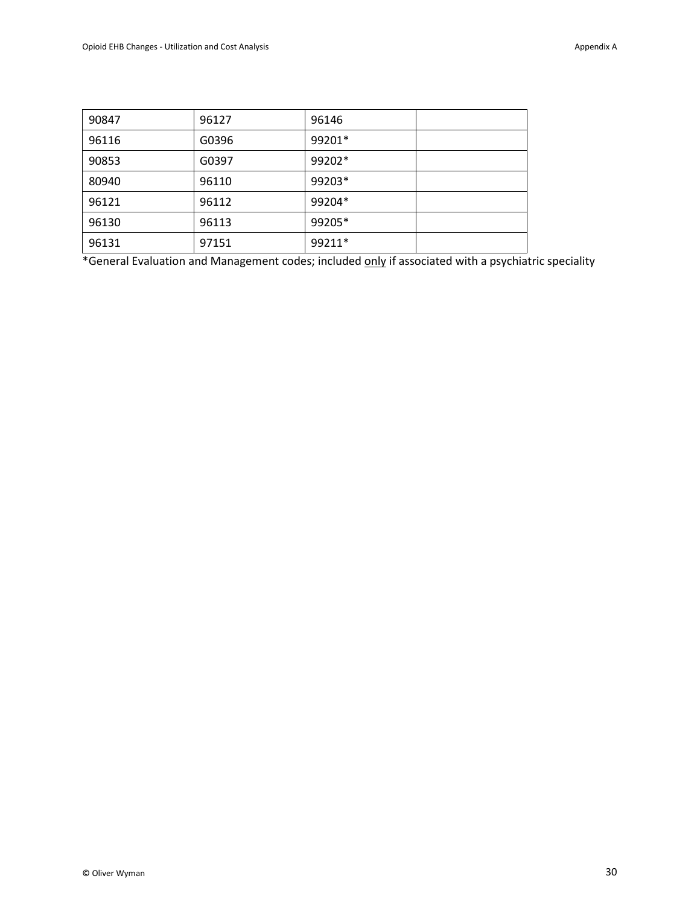| | | | |
|---|---|---|---|
| 90847 | 96127 | 96146 | |
| 96116 | G0396 | 99201* | |
| 90853 | G0397 | 99202* | |
| 80940 | 96110 | 99203* | |
| 96121 | 96112 | 99204* | |
| 96130 | 96113 | 99205* | |
| 96131 | 97151 | 99211* | |

*General Evaluation and Management codes; included only if associated with a psychiatric speciality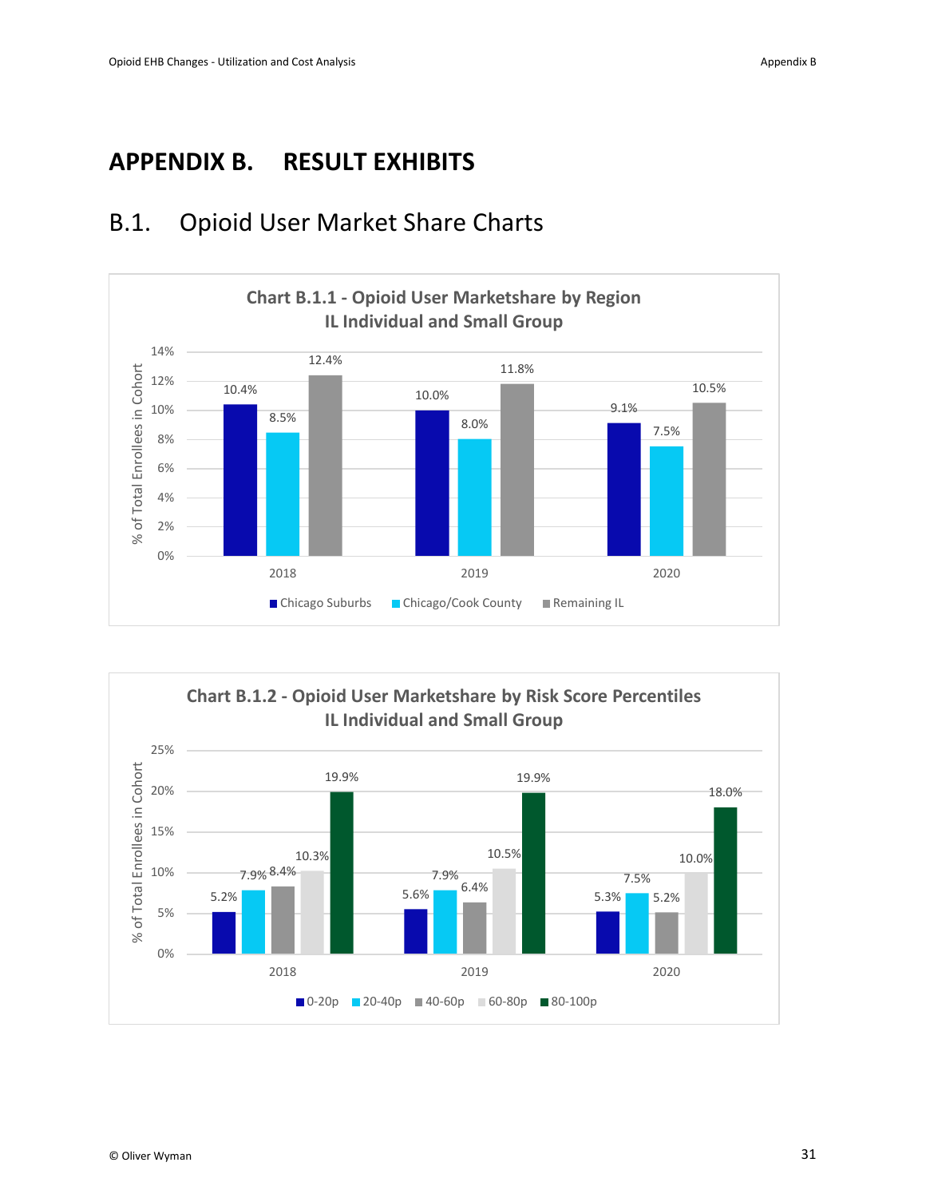# APPENDIX B. RESULT EXHIBITS

## B.1. Opioid User Market Share Charts

**Chart B.1.1 - Opioid User Marketshare by Region**
**IL Individual and Small Group**

| Year | Chicago Suburbs | Chicago/Cook County | Remaining IL |
|---|---|---|---|
| 2018 | 10.4% | 8.5% | 12.4% |
| 2019 | 10.0% | 8.0% | 11.8% |
| 2020 | 9.1% | 7.5% | 10.5% |

**Chart B.1.2 - Opioid User Marketshare by Risk Score Percentiles**
**IL Individual and Small Group**

| Year | 0-20p | 20-40p | 40-60p | 60-80p | 80-100p |
|---|---|---|---|---|---|
| 2018 | 5.2% | 7.9% | 8.4% | 10.3% | 19.9% |
| 2019 | 5.6% | 7.9% | 6.4% | 10.5% | 19.9% |
| 2020 | 5.3% | 7.5% | 5.2% | 10.0% | 18.0% |

Y-axis: % of Total Enrollees in Cohort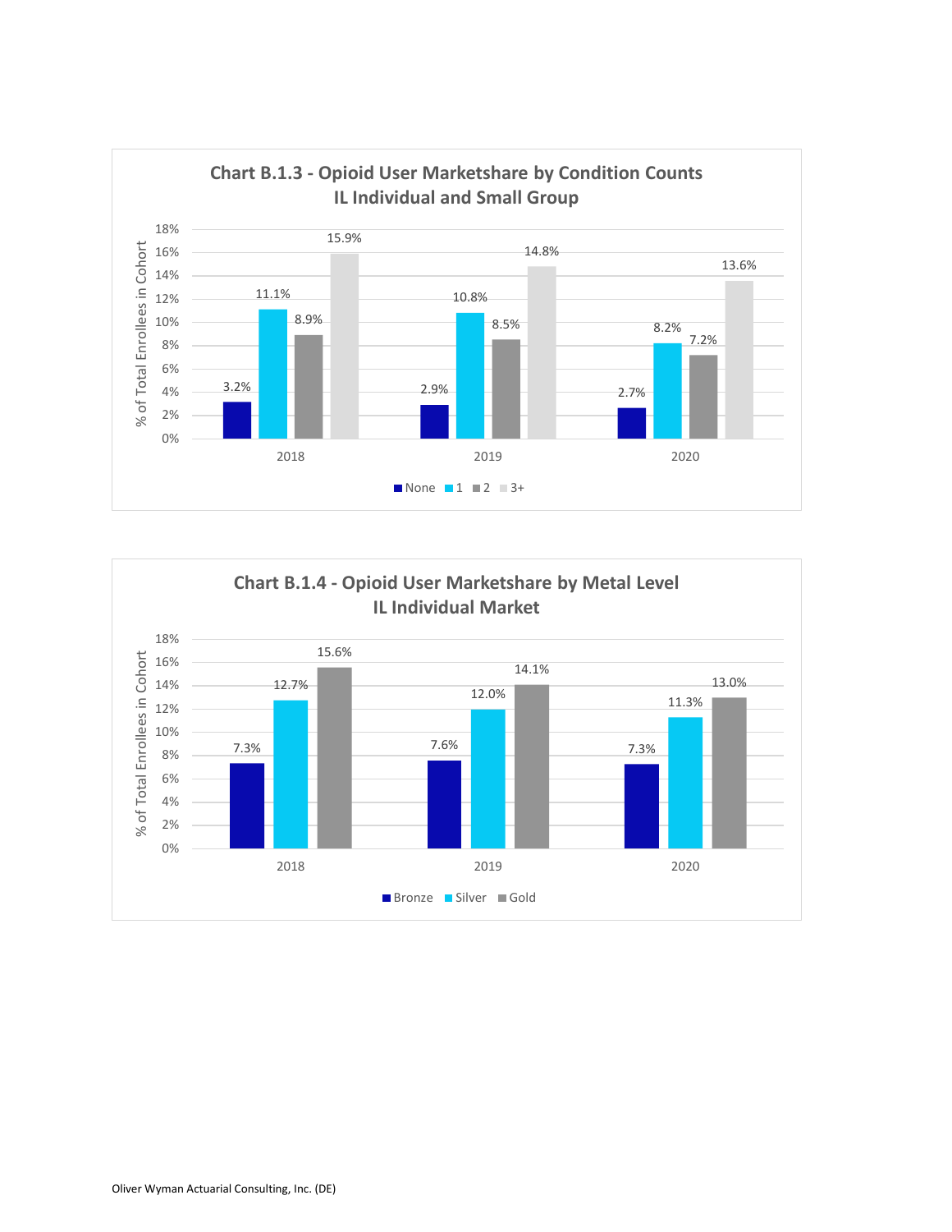**Chart B.1.3 - Opioid User Marketshare by Condition Counts**
**IL Individual and Small Group**

| Year | None | 1 | 2 | 3+ |
|---|---|---|---|---|
| 2018 | 3.2% | 11.1% | 8.9% | 15.9% |
| 2019 | 2.9% | 10.8% | 8.5% | 14.8% |
| 2020 | 2.7% | 8.2% | 7.2% | 13.6% |

% of Total Enrollees in Cohort

**Chart B.1.4 - Opioid User Marketshare by Metal Level**
**IL Individual Market**

| Year | Bronze | Silver | Gold |
|---|---|---|---|
| 2018 | 7.3% | 12.7% | 15.6% |
| 2019 | 7.6% | 12.0% | 14.1% |
| 2020 | 7.3% | 11.3% | 13.0% |

% of Total Enrollees in Cohort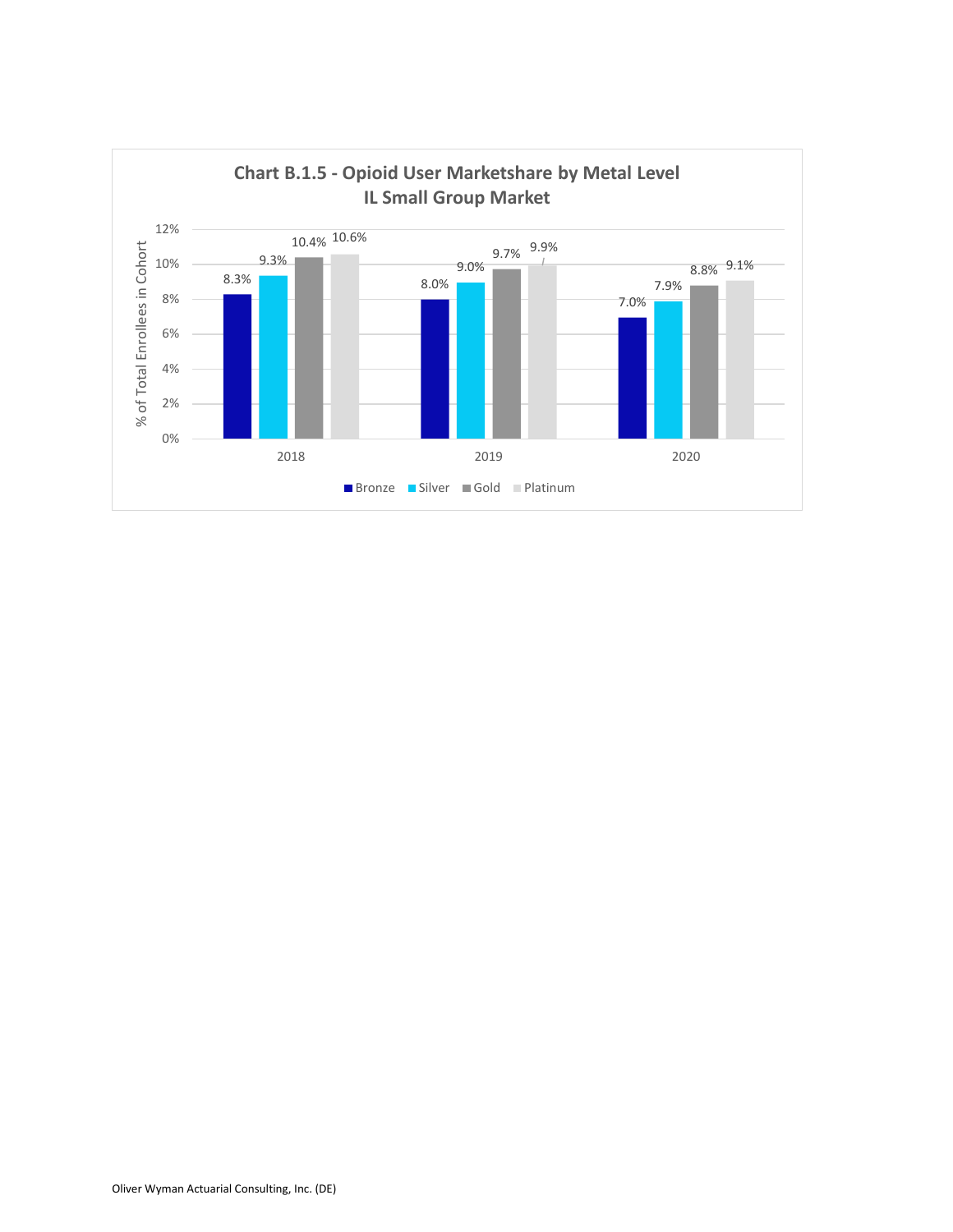**Chart B.1.5 - Opioid User Marketshare by Metal Level**
**IL Small Group Market**

| Year | Bronze | Silver | Gold | Platinum |
|---|---|---|---|---|
| 2018 | 8.3% | 9.3% | 10.4% | 10.6% |
| 2019 | 8.0% | 9.0% | 9.7% | 9.9% |
| 2020 | 7.0% | 7.9% | 8.8% | 9.1% |

Y-axis: % of Total Enrollees in Cohort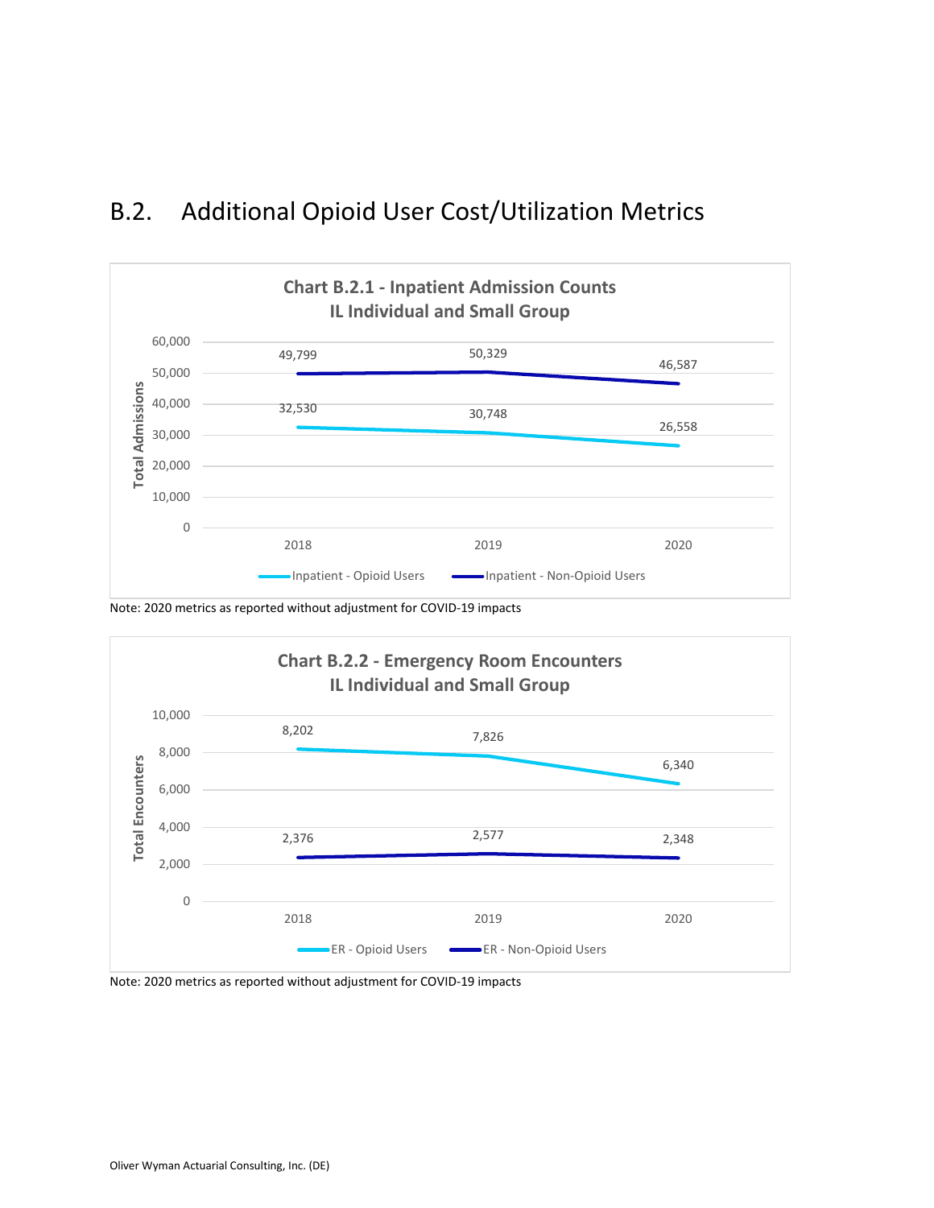## B.2. Additional Opioid User Cost/Utilization Metrics

**Chart B.2.1 - Inpatient Admission Counts**
**IL Individual and Small Group**

| Total Admissions | 2018 | 2019 | 2020 |
|---|---|---|---|
| Inpatient - Opioid Users | 32,530 | 30,748 | 26,558 |
| Inpatient - Non-Opioid Users | 49,799 | 50,329 | 46,587 |

Note: 2020 metrics as reported without adjustment for COVID-19 impacts

**Chart B.2.2 - Emergency Room Encounters**
**IL Individual and Small Group**

| Total Encounters | 2018 | 2019 | 2020 |
|---|---|---|---|
| ER - Opioid Users | 8,202 | 7,826 | 6,340 |
| ER - Non-Opioid Users | 2,376 | 2,577 | 2,348 |

Note: 2020 metrics as reported without adjustment for COVID-19 impacts

Oliver Wyman Actuarial Consulting, Inc. (DE)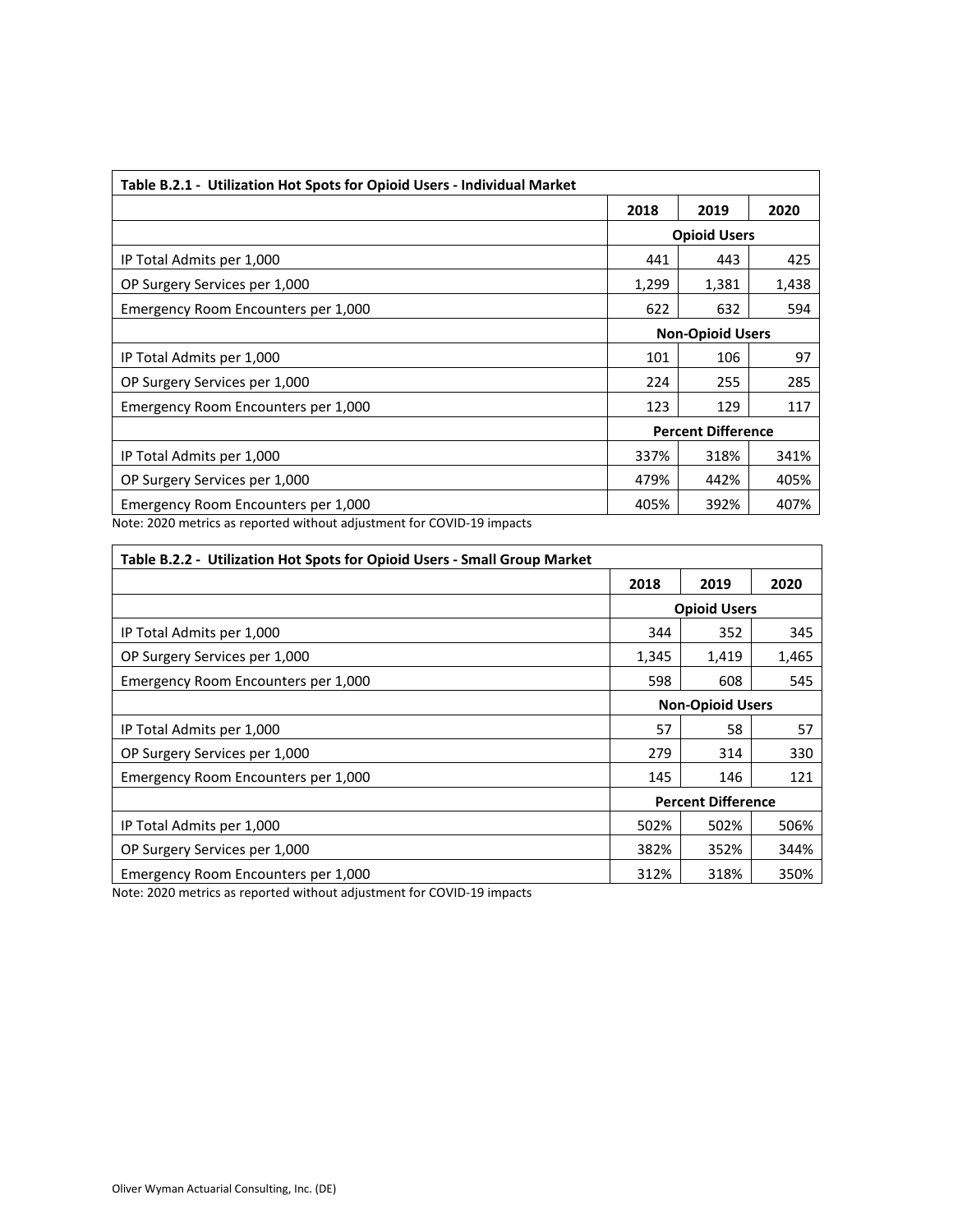| Table B.2.1 - Utilization Hot Spots for Opioid Users - Individual Market | | | |
|---|---|---|---|
| | 2018 | 2019 | 2020 |
| | Opioid Users | | |
| IP Total Admits per 1,000 | 441 | 443 | 425 |
| OP Surgery Services per 1,000 | 1,299 | 1,381 | 1,438 |
| Emergency Room Encounters per 1,000 | 622 | 632 | 594 |
| | Non-Opioid Users | | |
| IP Total Admits per 1,000 | 101 | 106 | 97 |
| OP Surgery Services per 1,000 | 224 | 255 | 285 |
| Emergency Room Encounters per 1,000 | 123 | 129 | 117 |
| | Percent Difference | | |
| IP Total Admits per 1,000 | 337% | 318% | 341% |
| OP Surgery Services per 1,000 | 479% | 442% | 405% |
| Emergency Room Encounters per 1,000 | 405% | 392% | 407% |

Note: 2020 metrics as reported without adjustment for COVID-19 impacts

| Table B.2.2 - Utilization Hot Spots for Opioid Users - Small Group Market | | | |
|---|---|---|---|
| | 2018 | 2019 | 2020 |
| | Opioid Users | | |
| IP Total Admits per 1,000 | 344 | 352 | 345 |
| OP Surgery Services per 1,000 | 1,345 | 1,419 | 1,465 |
| Emergency Room Encounters per 1,000 | 598 | 608 | 545 |
| | Non-Opioid Users | | |
| IP Total Admits per 1,000 | 57 | 58 | 57 |
| OP Surgery Services per 1,000 | 279 | 314 | 330 |
| Emergency Room Encounters per 1,000 | 145 | 146 | 121 |
| | Percent Difference | | |
| IP Total Admits per 1,000 | 502% | 502% | 506% |
| OP Surgery Services per 1,000 | 382% | 352% | 344% |
| Emergency Room Encounters per 1,000 | 312% | 318% | 350% |

Note: 2020 metrics as reported without adjustment for COVID-19 impacts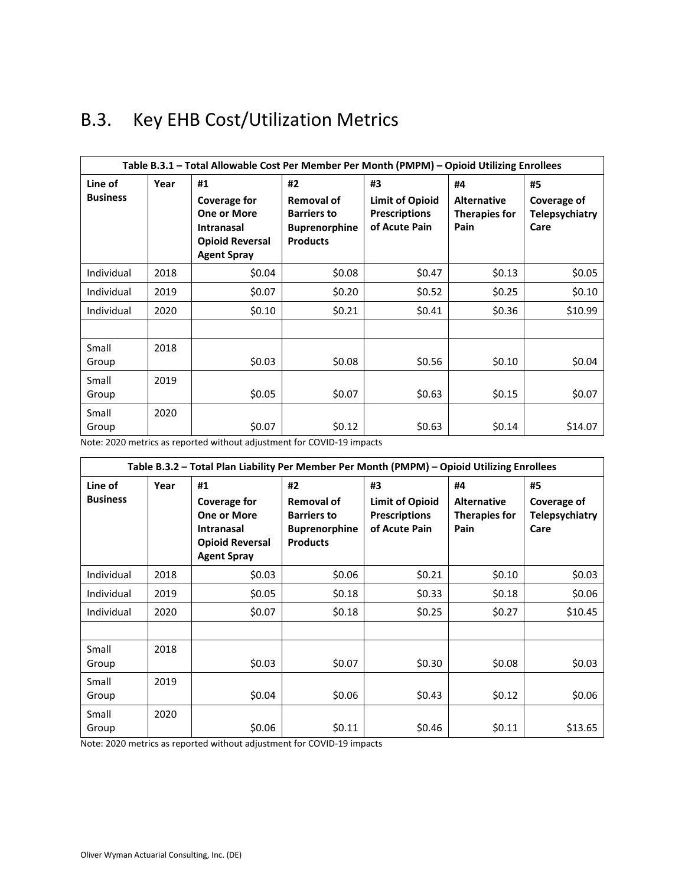## B.3. Key EHB Cost/Utilization Metrics

| Table B.3.1 – Total Allowable Cost Per Member Per Month (PMPM) – Opioid Utilizing Enrollees | | | | | | |
|---|---|---|---|---|---|---|
| **Line of Business** | **Year** | **#1 Coverage for One or More Intranasal Opioid Reversal Agent Spray** | **#2 Removal of Barriers to Buprenorphine Products** | **#3 Limit of Opioid Prescriptions of Acute Pain** | **#4 Alternative Therapies for Pain** | **#5 Coverage of Telepsychiatry Care** |
| Individual | 2018 | $0.04 | $0.08 | $0.47 | $0.13 | $0.05 |
| Individual | 2019 | $0.07 | $0.20 | $0.52 | $0.25 | $0.10 |
| Individual | 2020 | $0.10 | $0.21 | $0.41 | $0.36 | $10.99 |
| | | | | | | |
| Small Group | 2018 | $0.03 | $0.08 | $0.56 | $0.10 | $0.04 |
| Small Group | 2019 | $0.05 | $0.07 | $0.63 | $0.15 | $0.07 |
| Small Group | 2020 | $0.07 | $0.12 | $0.63 | $0.14 | $14.07 |

Note: 2020 metrics as reported without adjustment for COVID-19 impacts

| Table B.3.2 – Total Plan Liability Per Member Per Month (PMPM) – Opioid Utilizing Enrollees | | | | | | |
|---|---|---|---|---|---|---|
| **Line of Business** | **Year** | **#1 Coverage for One or More Intranasal Opioid Reversal Agent Spray** | **#2 Removal of Barriers to Buprenorphine Products** | **#3 Limit of Opioid Prescriptions of Acute Pain** | **#4 Alternative Therapies for Pain** | **#5 Coverage of Telepsychiatry Care** |
| Individual | 2018 | $0.03 | $0.06 | $0.21 | $0.10 | $0.03 |
| Individual | 2019 | $0.05 | $0.18 | $0.33 | $0.18 | $0.06 |
| Individual | 2020 | $0.07 | $0.18 | $0.25 | $0.27 | $10.45 |
| | | | | | | |
| Small Group | 2018 | $0.03 | $0.07 | $0.30 | $0.08 | $0.03 |
| Small Group | 2019 | $0.04 | $0.06 | $0.43 | $0.12 | $0.06 |
| Small Group | 2020 | $0.06 | $0.11 | $0.46 | $0.11 | $13.65 |

Note: 2020 metrics as reported without adjustment for COVID-19 impacts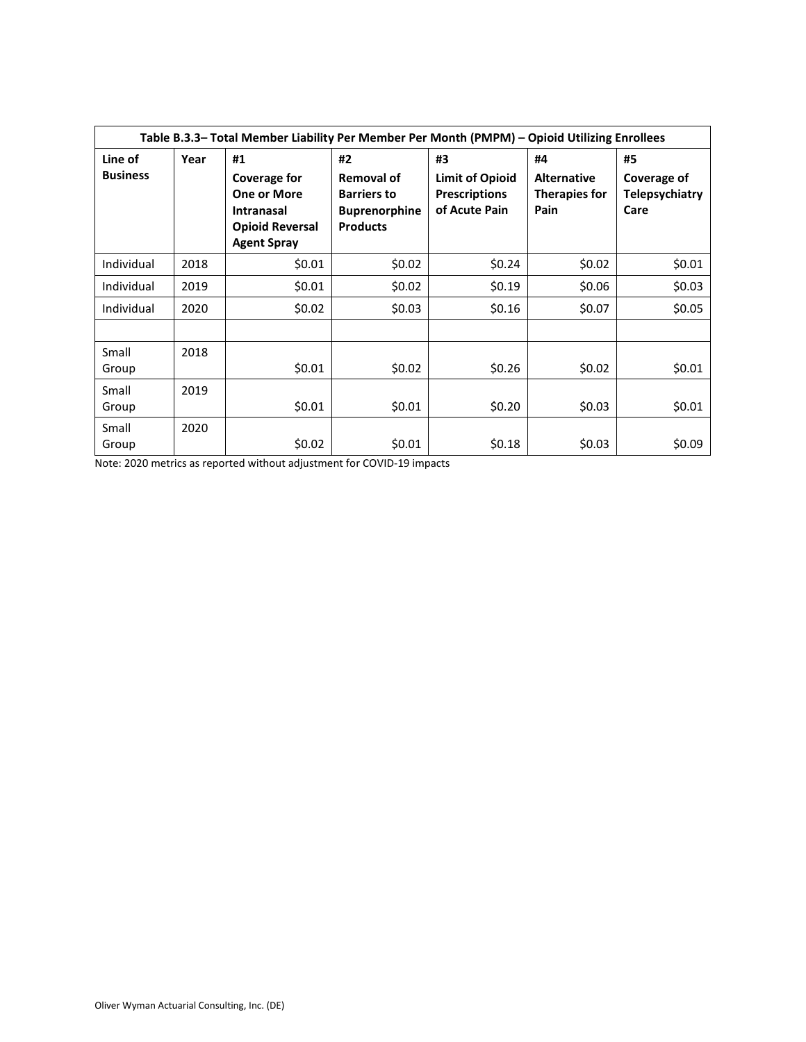| Table B.3.3– Total Member Liability Per Member Per Month (PMPM) – Opioid Utilizing Enrollees | | | | | | |
|---|---|---|---|---|---|---|
| **Line of Business** | **Year** | **#1 Coverage for One or More Intranasal Opioid Reversal Agent Spray** | **#2 Removal of Barriers to Buprenorphine Products** | **#3 Limit of Opioid Prescriptions of Acute Pain** | **#4 Alternative Therapies for Pain** | **#5 Coverage of Telepsychiatry Care** |
| Individual | 2018 | $0.01 | $0.02 | $0.24 | $0.02 | $0.01 |
| Individual | 2019 | $0.01 | $0.02 | $0.19 | $0.06 | $0.03 |
| Individual | 2020 | $0.02 | $0.03 | $0.16 | $0.07 | $0.05 |
| | | | | | | |
| Small Group | 2018 | $0.01 | $0.02 | $0.26 | $0.02 | $0.01 |
| Small Group | 2019 | $0.01 | $0.01 | $0.20 | $0.03 | $0.01 |
| Small Group | 2020 | $0.02 | $0.01 | $0.18 | $0.03 | $0.09 |

Note: 2020 metrics as reported without adjustment for COVID-19 impacts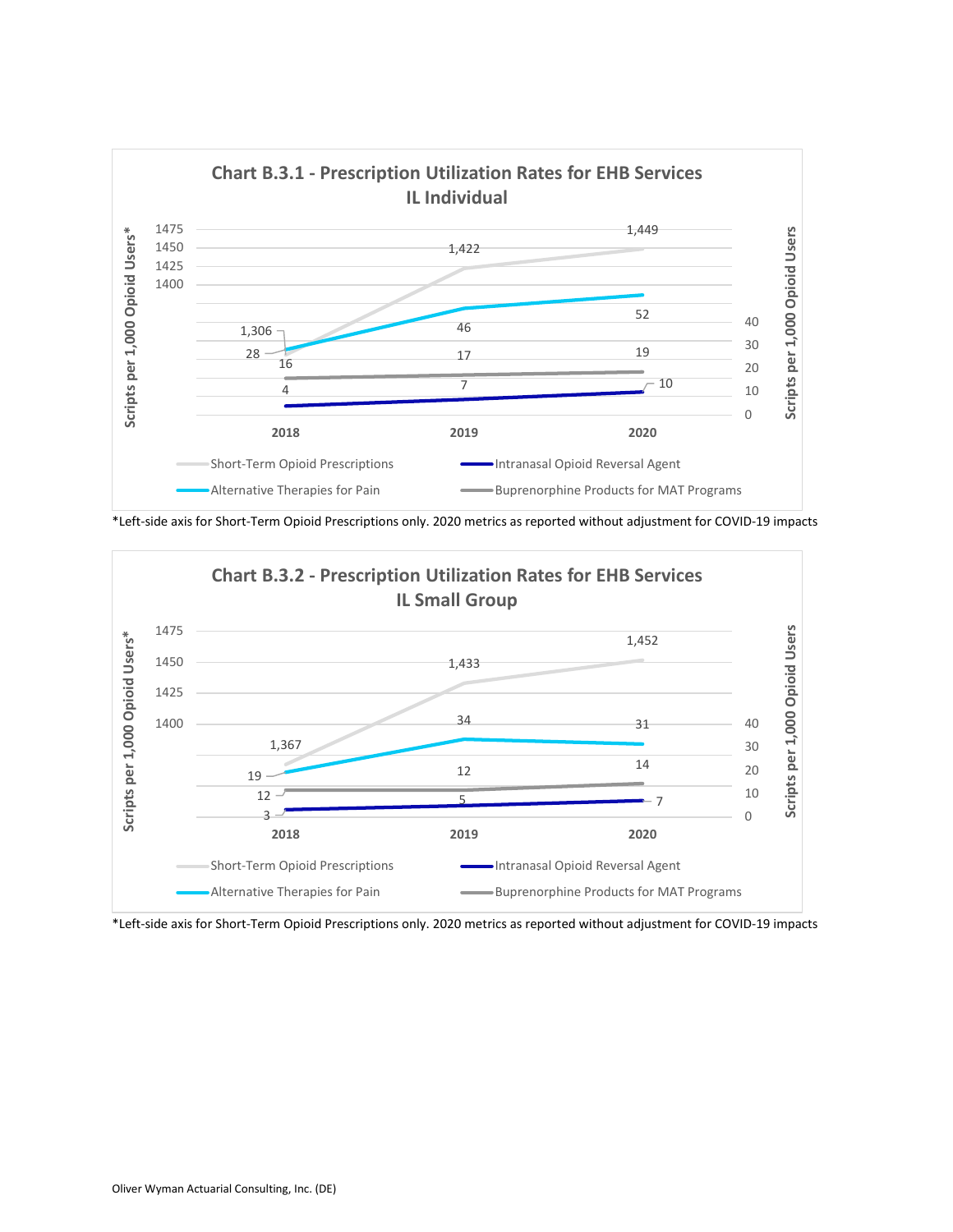**Chart B.3.1 - Prescription Utilization Rates for EHB Services IL Individual**

Scripts per 1,000 Opioid Users

| | 2018 | 2019 | 2020 |
|---|---|---|---|
| Short-Term Opioid Prescriptions* | 1,306 | 1,422 | 1,449 |
| Alternative Therapies for Pain | 28 | 46 | 52 |
| Buprenorphine Products for MAT Programs | 16 | 17 | 19 |
| Intranasal Opioid Reversal Agent | 4 | 7 | 10 |

*Left-side axis for Short-Term Opioid Prescriptions only. 2020 metrics as reported without adjustment for COVID-19 impacts

**Chart B.3.2 - Prescription Utilization Rates for EHB Services IL Small Group**

Scripts per 1,000 Opioid Users

| | 2018 | 2019 | 2020 |
|---|---|---|---|
| Short-Term Opioid Prescriptions* | 1,367 | 1,433 | 1,452 |
| Alternative Therapies for Pain | 19 | 34 | 31 |
| Buprenorphine Products for MAT Programs | 12 | 12 | 14 |
| Intranasal Opioid Reversal Agent | 3 | 5 | 7 |

*Left-side axis for Short-Term Opioid Prescriptions only. 2020 metrics as reported without adjustment for COVID-19 impacts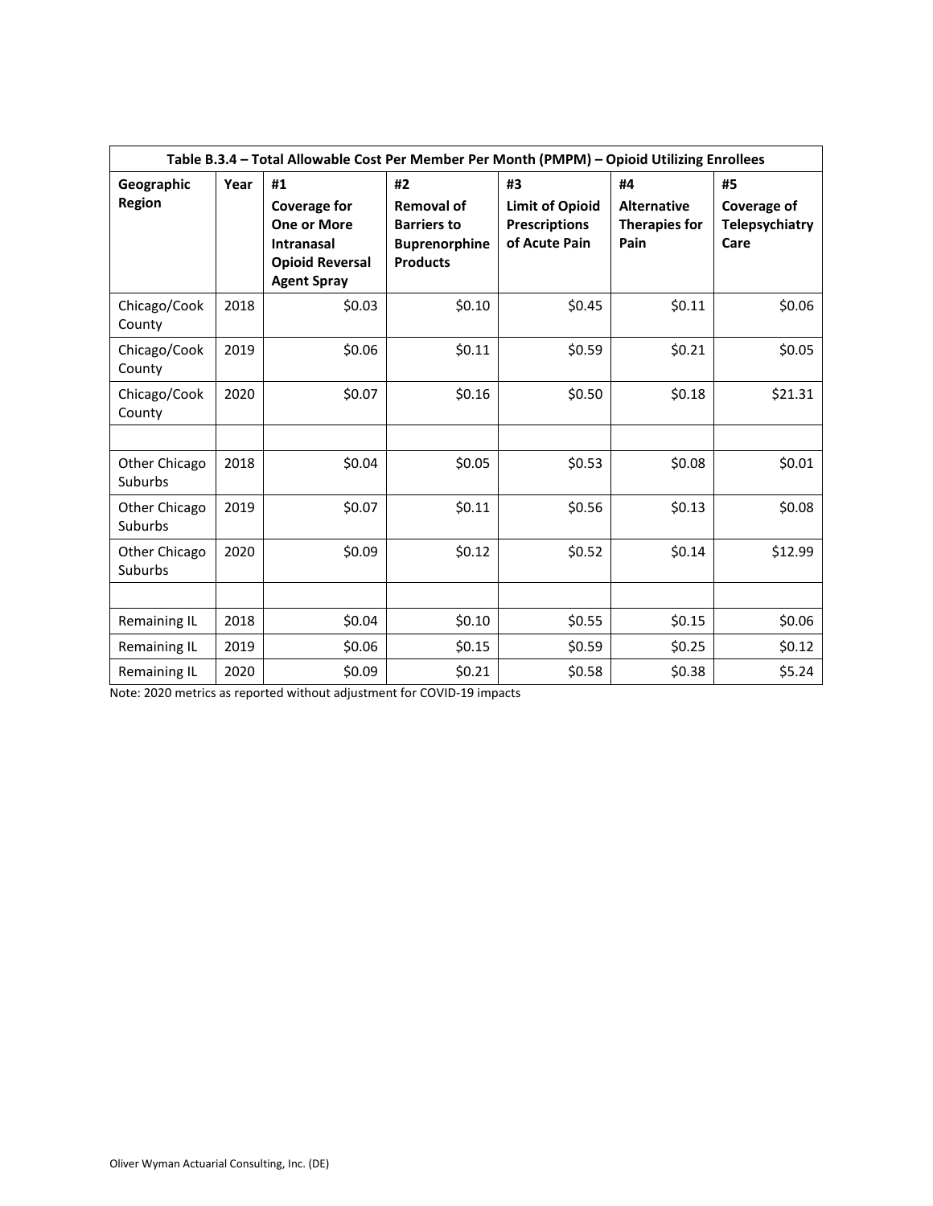| Table B.3.4 – Total Allowable Cost Per Member Per Month (PMPM) – Opioid Utilizing Enrollees | | | | | | |
|---|---|---|---|---|---|---|
| **Geographic Region** | **Year** | **#1 Coverage for One or More Intranasal Opioid Reversal Agent Spray** | **#2 Removal of Barriers to Buprenorphine Products** | **#3 Limit of Opioid Prescriptions of Acute Pain** | **#4 Alternative Therapies for Pain** | **#5 Coverage of Telepsychiatry Care** |
| Chicago/Cook County | 2018 | $0.03 | $0.10 | $0.45 | $0.11 | $0.06 |
| Chicago/Cook County | 2019 | $0.06 | $0.11 | $0.59 | $0.21 | $0.05 |
| Chicago/Cook County | 2020 | $0.07 | $0.16 | $0.50 | $0.18 | $21.31 |
| | | | | | | |
| Other Chicago Suburbs | 2018 | $0.04 | $0.05 | $0.53 | $0.08 | $0.01 |
| Other Chicago Suburbs | 2019 | $0.07 | $0.11 | $0.56 | $0.13 | $0.08 |
| Other Chicago Suburbs | 2020 | $0.09 | $0.12 | $0.52 | $0.14 | $12.99 |
| | | | | | | |
| Remaining IL | 2018 | $0.04 | $0.10 | $0.55 | $0.15 | $0.06 |
| Remaining IL | 2019 | $0.06 | $0.15 | $0.59 | $0.25 | $0.12 |
| Remaining IL | 2020 | $0.09 | $0.21 | $0.58 | $0.38 | $5.24 |

Note: 2020 metrics as reported without adjustment for COVID-19 impacts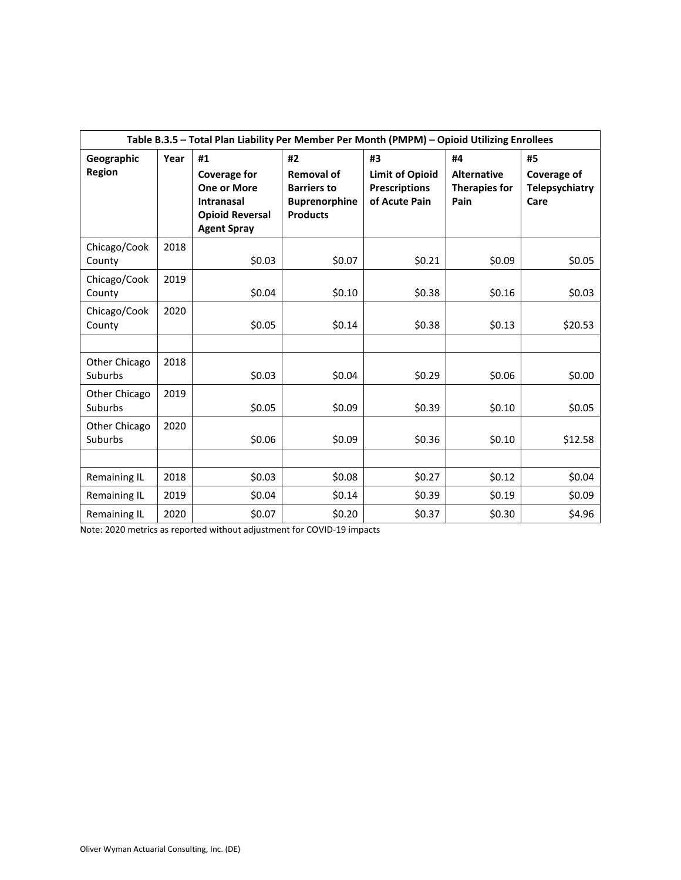**Table B.3.5 – Total Plan Liability Per Member Per Month (PMPM) – Opioid Utilizing Enrollees**

| Geographic Region | Year | #1 Coverage for One or More Intranasal Opioid Reversal Agent Spray | #2 Removal of Barriers to Buprenorphine Products | #3 Limit of Opioid Prescriptions of Acute Pain | #4 Alternative Therapies for Pain | #5 Coverage of Telepsychiatry Care |
|---|---|---|---|---|---|---|
| Chicago/Cook County | 2018 | $0.03 | $0.07 | $0.21 | $0.09 | $0.05 |
| Chicago/Cook County | 2019 | $0.04 | $0.10 | $0.38 | $0.16 | $0.03 |
| Chicago/Cook County | 2020 | $0.05 | $0.14 | $0.38 | $0.13 | $20.53 |
| | | | | | | |
| Other Chicago Suburbs | 2018 | $0.03 | $0.04 | $0.29 | $0.06 | $0.00 |
| Other Chicago Suburbs | 2019 | $0.05 | $0.09 | $0.39 | $0.10 | $0.05 |
| Other Chicago Suburbs | 2020 | $0.06 | $0.09 | $0.36 | $0.10 | $12.58 |
| | | | | | | |
| Remaining IL | 2018 | $0.03 | $0.08 | $0.27 | $0.12 | $0.04 |
| Remaining IL | 2019 | $0.04 | $0.14 | $0.39 | $0.19 | $0.09 |
| Remaining IL | 2020 | $0.07 | $0.20 | $0.37 | $0.30 | $4.96 |

Note: 2020 metrics as reported without adjustment for COVID-19 impacts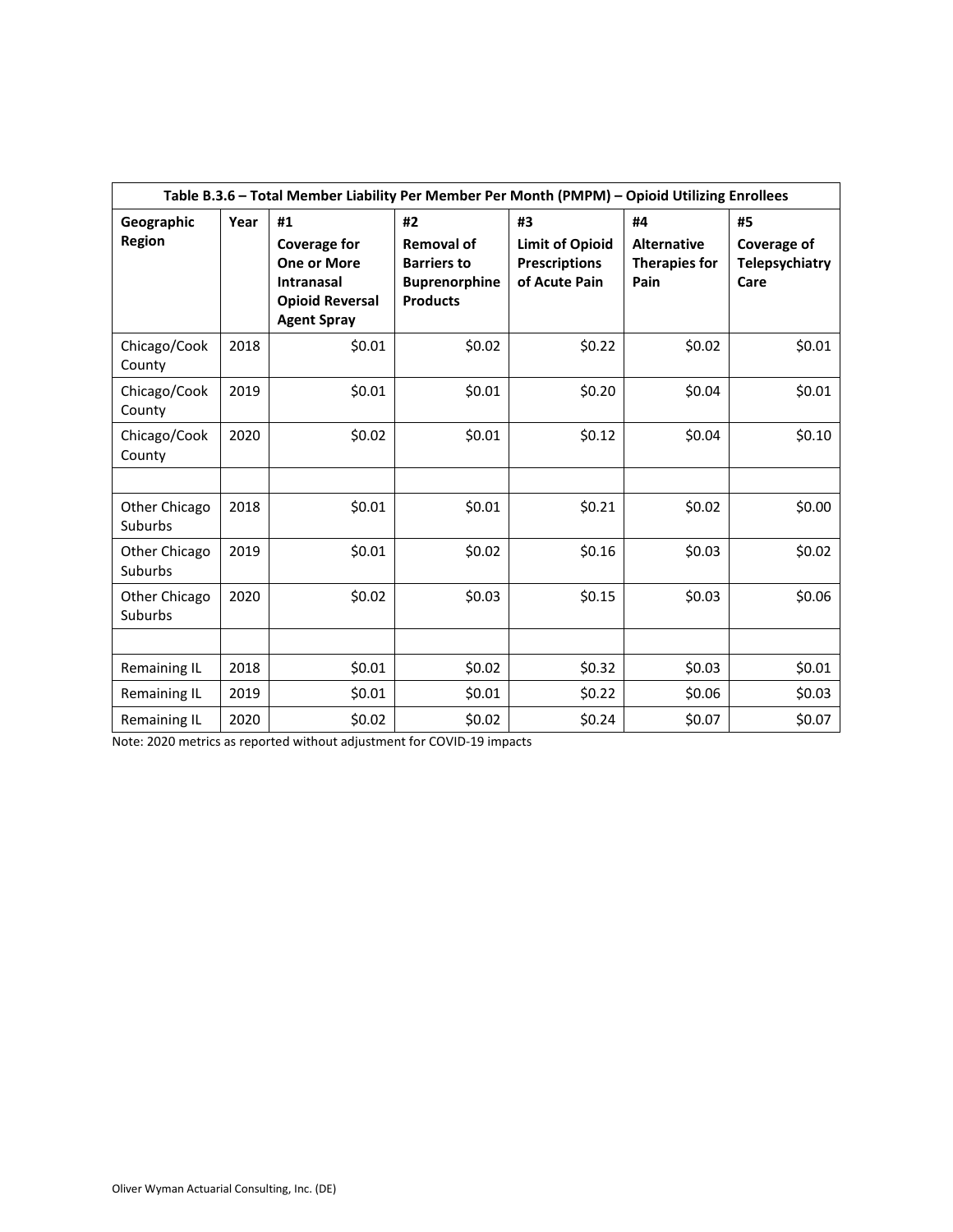| Table B.3.6 – Total Member Liability Per Member Per Month (PMPM) – Opioid Utilizing Enrollees | | | | | | |
|---|---|---|---|---|---|---|
| **Geographic Region** | **Year** | **#1 Coverage for One or More Intranasal Opioid Reversal Agent Spray** | **#2 Removal of Barriers to Buprenorphine Products** | **#3 Limit of Opioid Prescriptions of Acute Pain** | **#4 Alternative Therapies for Pain** | **#5 Coverage of Telepsychiatry Care** |
| Chicago/Cook County | 2018 | $0.01 | $0.02 | $0.22 | $0.02 | $0.01 |
| Chicago/Cook County | 2019 | $0.01 | $0.01 | $0.20 | $0.04 | $0.01 |
| Chicago/Cook County | 2020 | $0.02 | $0.01 | $0.12 | $0.04 | $0.10 |
| | | | | | | |
| Other Chicago Suburbs | 2018 | $0.01 | $0.01 | $0.21 | $0.02 | $0.00 |
| Other Chicago Suburbs | 2019 | $0.01 | $0.02 | $0.16 | $0.03 | $0.02 |
| Other Chicago Suburbs | 2020 | $0.02 | $0.03 | $0.15 | $0.03 | $0.06 |
| | | | | | | |
| Remaining IL | 2018 | $0.01 | $0.02 | $0.32 | $0.03 | $0.01 |
| Remaining IL | 2019 | $0.01 | $0.01 | $0.22 | $0.06 | $0.03 |
| Remaining IL | 2020 | $0.02 | $0.02 | $0.24 | $0.07 | $0.07 |

Note: 2020 metrics as reported without adjustment for COVID-19 impacts

Oliver Wyman Actuarial Consulting, Inc. (DE)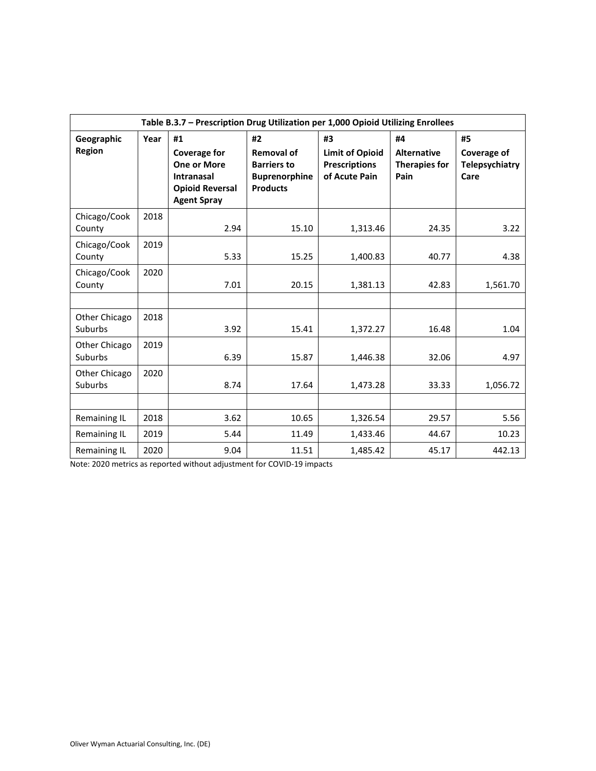| Table B.3.7 – Prescription Drug Utilization per 1,000 Opioid Utilizing Enrollees | | | | | | |
|---|---|---|---|---|---|---|
| **Geographic Region** | **Year** | **#1 Coverage for One or More Intranasal Opioid Reversal Agent Spray** | **#2 Removal of Barriers to Buprenorphine Products** | **#3 Limit of Opioid Prescriptions of Acute Pain** | **#4 Alternative Therapies for Pain** | **#5 Coverage of Telepsychiatry Care** |
| Chicago/Cook County | 2018 | 2.94 | 15.10 | 1,313.46 | 24.35 | 3.22 |
| Chicago/Cook County | 2019 | 5.33 | 15.25 | 1,400.83 | 40.77 | 4.38 |
| Chicago/Cook County | 2020 | 7.01 | 20.15 | 1,381.13 | 42.83 | 1,561.70 |
| | | | | | | |
| Other Chicago Suburbs | 2018 | 3.92 | 15.41 | 1,372.27 | 16.48 | 1.04 |
| Other Chicago Suburbs | 2019 | 6.39 | 15.87 | 1,446.38 | 32.06 | 4.97 |
| Other Chicago Suburbs | 2020 | 8.74 | 17.64 | 1,473.28 | 33.33 | 1,056.72 |
| | | | | | | |
| Remaining IL | 2018 | 3.62 | 10.65 | 1,326.54 | 29.57 | 5.56 |
| Remaining IL | 2019 | 5.44 | 11.49 | 1,433.46 | 44.67 | 10.23 |
| Remaining IL | 2020 | 9.04 | 11.51 | 1,485.42 | 45.17 | 442.13 |

Note: 2020 metrics as reported without adjustment for COVID-19 impacts

Oliver Wyman Actuarial Consulting, Inc. (DE)